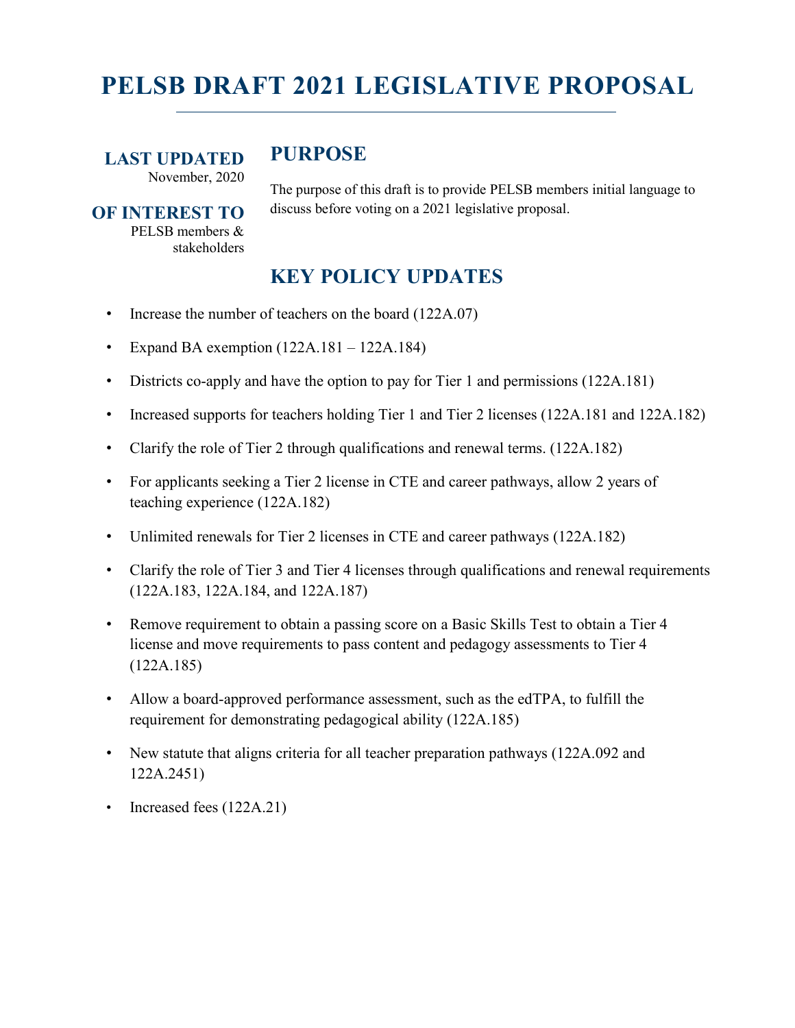# PELSB DRAFT 2021 LEGISLATIVE PROPOSAL

**LAST UPDATED**
November, 2020

**OF INTEREST TO**
PELSB members & stakeholders

## PURPOSE

The purpose of this draft is to provide PELSB members initial language to discuss before voting on a 2021 legislative proposal.

## KEY POLICY UPDATES

- Increase the number of teachers on the board (122A.07)
- Expand BA exemption (122A.181 – 122A.184)
- Districts co-apply and have the option to pay for Tier 1 and permissions (122A.181)
- Increased supports for teachers holding Tier 1 and Tier 2 licenses (122A.181 and 122A.182)
- Clarify the role of Tier 2 through qualifications and renewal terms. (122A.182)
- For applicants seeking a Tier 2 license in CTE and career pathways, allow 2 years of teaching experience (122A.182)
- Unlimited renewals for Tier 2 licenses in CTE and career pathways (122A.182)
- Clarify the role of Tier 3 and Tier 4 licenses through qualifications and renewal requirements (122A.183, 122A.184, and 122A.187)
- Remove requirement to obtain a passing score on a Basic Skills Test to obtain a Tier 4 license and move requirements to pass content and pedagogy assessments to Tier 4 (122A.185)
- Allow a board-approved performance assessment, such as the edTPA, to fulfill the requirement for demonstrating pedagogical ability (122A.185)
- New statute that aligns criteria for all teacher preparation pathways (122A.092 and 122A.2451)
- Increased fees (122A.21)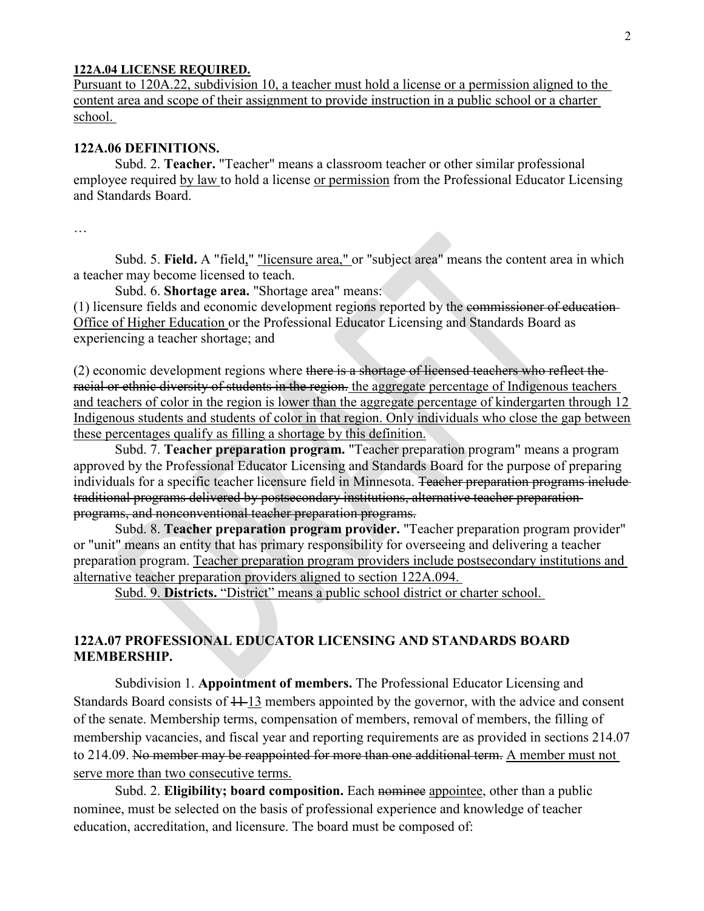**122A.04 LICENSE REQUIRED.**

<u>Pursuant to 120A.22, subdivision 10, a teacher must hold a license or a permission aligned to the content area and scope of their assignment to provide instruction in a public school or a charter school.</u>

**122A.06 DEFINITIONS.**

Subd. 2. **Teacher.** "Teacher" means a classroom teacher or other similar professional employee required <u>by law</u> to hold a license <u>or permission</u> from the Professional Educator Licensing and Standards Board.

…

Subd. 5. **Field.** A "field<u>,</u>" <u>"licensure area,"</u> or "subject area" means the content area in which a teacher may become licensed to teach.

Subd. 6. **Shortage area.** "Shortage area" means:

(1) licensure fields and economic development regions reported by the ~~commissioner of education~~ <u>Office of Higher Education</u> or the Professional Educator Licensing and Standards Board as experiencing a teacher shortage; and

(2) economic development regions where ~~there is a shortage of licensed teachers who reflect the racial or ethnic diversity of students in the region.~~ <u>the aggregate percentage of Indigenous teachers and teachers of color in the region is lower than the aggregate percentage of kindergarten through 12 Indigenous students and students of color in that region. Only individuals who close the gap between these percentages qualify as filling a shortage by this definition.</u>

Subd. 7. **Teacher preparation program.** "Teacher preparation program" means a program approved by the Professional Educator Licensing and Standards Board for the purpose of preparing individuals for a specific teacher licensure field in Minnesota. ~~Teacher preparation programs include traditional programs delivered by postsecondary institutions, alternative teacher preparation programs, and nonconventional teacher preparation programs.~~

Subd. 8. **Teacher preparation program provider.** "Teacher preparation program provider" or "unit" means an entity that has primary responsibility for overseeing and delivering a teacher preparation program. <u>Teacher preparation program providers include postsecondary institutions and alternative teacher preparation providers aligned to section 122A.094.</u>

<u>Subd. 9. **Districts.** "District" means a public school district or charter school.</u>

**122A.07 PROFESSIONAL EDUCATOR LICENSING AND STANDARDS BOARD MEMBERSHIP.**

Subdivision 1. **Appointment of members.** The Professional Educator Licensing and Standards Board consists of ~~11~~ <u>13</u> members appointed by the governor, with the advice and consent of the senate. Membership terms, compensation of members, removal of members, the filling of membership vacancies, and fiscal year and reporting requirements are as provided in sections 214.07 to 214.09. ~~No member may be reappointed for more than one additional term.~~ <u>A member must not serve more than two consecutive terms.</u>

Subd. 2. **Eligibility; board composition.** Each ~~nominee~~ <u>appointee</u>, other than a public nominee, must be selected on the basis of professional experience and knowledge of teacher education, accreditation, and licensure. The board must be composed of: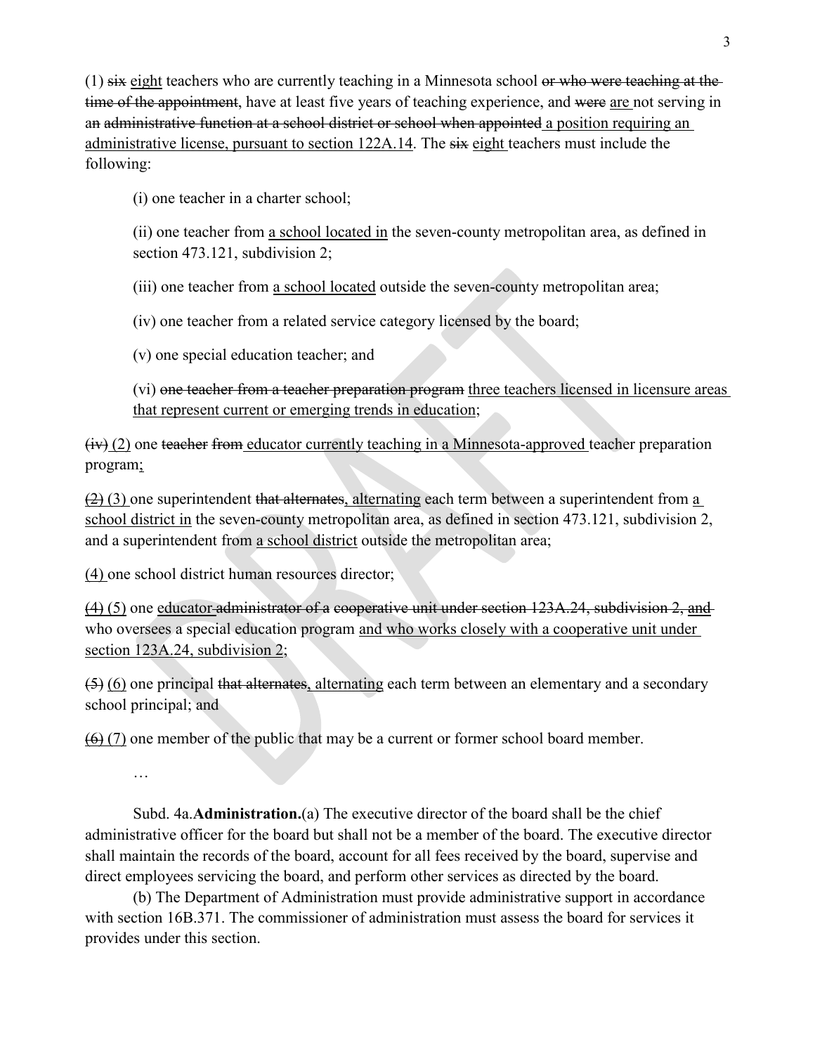(1) ~~six~~ <u>eight</u> teachers who are currently teaching in a Minnesota school ~~or who were teaching at the time of the appointment~~, have at least five years of teaching experience, and ~~were~~ <u>are</u> not serving in ~~an administrative function at a school district or school when appointed~~ <u>a position requiring an administrative license, pursuant to section 122A.14</u>. The ~~six~~ <u>eight</u> teachers must include the following:

(i) one teacher in a charter school;

(ii) one teacher from <u>a school located in</u> the seven-county metropolitan area, as defined in section 473.121, subdivision 2;

(iii) one teacher from <u>a school located</u> outside the seven-county metropolitan area;

(iv) one teacher from a related service category licensed by the board;

(v) one special education teacher; and

(vi) ~~one teacher from a teacher preparation program~~ <u>three teachers licensed in licensure areas that represent current or emerging trends in education</u>;

~~(iv)~~ <u>(2)</u> one ~~teacher~~ ~~from~~ <u>educator currently teaching in a Minnesota-approved</u> teacher preparation program<u>;</u>

~~(2)~~ <u>(3)</u> one superintendent ~~that alternates~~<u>, alternating</u> each term between a superintendent from <u>a school district in</u> the seven-county metropolitan area, as defined in section 473.121, subdivision 2, and a superintendent from <u>a school district</u> outside the metropolitan area;

<u>(4)</u> one school district human resources director;

~~(4)~~ <u>(5)</u> one <u>educator</u> ~~administrator of a cooperative unit under section 123A.24, subdivision 2, and~~ who oversees a special education program <u>and who works closely with a cooperative unit under section 123A.24, subdivision 2</u>;

~~(5)~~ <u>(6)</u> one principal ~~that alternates~~<u>, alternating</u> each term between an elementary and a secondary school principal; and

~~(6)~~ <u>(7)</u> one member of the public that may be a current or former school board member.

…

Subd. 4a. **Administration.** (a) The executive director of the board shall be the chief administrative officer for the board but shall not be a member of the board. The executive director shall maintain the records of the board, account for all fees received by the board, supervise and direct employees servicing the board, and perform other services as directed by the board.

(b) The Department of Administration must provide administrative support in accordance with section 16B.371. The commissioner of administration must assess the board for services it provides under this section.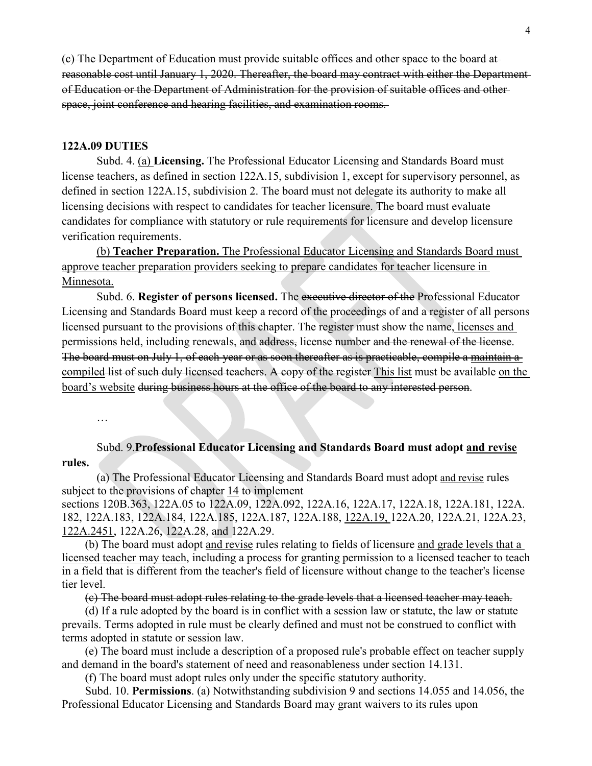~~(c) The Department of Education must provide suitable offices and other space to the board at reasonable cost until January 1, 2020. Thereafter, the board may contract with either the Department of Education or the Department of Administration for the provision of suitable offices and other space, joint conference and hearing facilities, and examination rooms.~~

**122A.09 DUTIES**

Subd. 4. <u>(a)</u> **Licensing.** The Professional Educator Licensing and Standards Board must license teachers, as defined in section 122A.15, subdivision 1, except for supervisory personnel, as defined in section 122A.15, subdivision 2. The board must not delegate its authority to make all licensing decisions with respect to candidates for teacher licensure. The board must evaluate candidates for compliance with statutory or rule requirements for licensure and develop licensure verification requirements.

<u>(b)</u> **<u>Teacher Preparation.</u>** <u>The Professional Educator Licensing and Standards Board must approve teacher preparation providers seeking to prepare candidates for teacher licensure in Minnesota.</u>

Subd. 6. **Register of persons licensed.** The ~~executive director of the~~ Professional Educator Licensing and Standards Board must keep a record of the proceedings of and a register of all persons licensed pursuant to the provisions of this chapter. The register must show the name<u>, licenses and permissions held, including renewals, and</u> ~~address,~~ license number ~~and the renewal of the license~~. ~~The board must on July 1, of each year or as soon thereafter as is practicable, compile a~~ ~~<u>maintain a compiled</u>~~ ~~list of such duly licensed teachers.~~ ~~A copy of the register~~ <u>This list</u> must be available <u>on the board's website</u> ~~during business hours at the office of the board to any interested person~~.

…

Subd. 9. **Professional Educator Licensing and Standards Board must adopt <u>and revise</u> rules.**

(a) The Professional Educator Licensing and Standards Board must adopt <u>and revise</u> rules subject to the provisions of chapter <u>14</u> to implement sections 120B.363, 122A.05 to 122A.09, 122A.092, 122A.16, 122A.17, 122A.18, 122A.181, 122A.182, 122A.183, 122A.184, 122A.185, 122A.187, 122A.188, <u>122A.19,</u> 122A.20, 122A.21, 122A.23, <u>122A.2451</u>, 122A.26, 122A.28, and 122A.29.

(b) The board must adopt <u>and revise</u> rules relating to fields of licensure <u>and grade levels that a licensed teacher may teach</u>, including a process for granting permission to a licensed teacher to teach in a field that is different from the teacher's field of licensure without change to the teacher's license tier level.

~~(c) The board must adopt rules relating to the grade levels that a licensed teacher may teach.~~

(d) If a rule adopted by the board is in conflict with a session law or statute, the law or statute prevails. Terms adopted in rule must be clearly defined and must not be construed to conflict with terms adopted in statute or session law.

(e) The board must include a description of a proposed rule's probable effect on teacher supply and demand in the board's statement of need and reasonableness under section 14.131.

(f) The board must adopt rules only under the specific statutory authority.

Subd. 10. **Permissions**. (a) Notwithstanding subdivision 9 and sections 14.055 and 14.056, the Professional Educator Licensing and Standards Board may grant waivers to its rules upon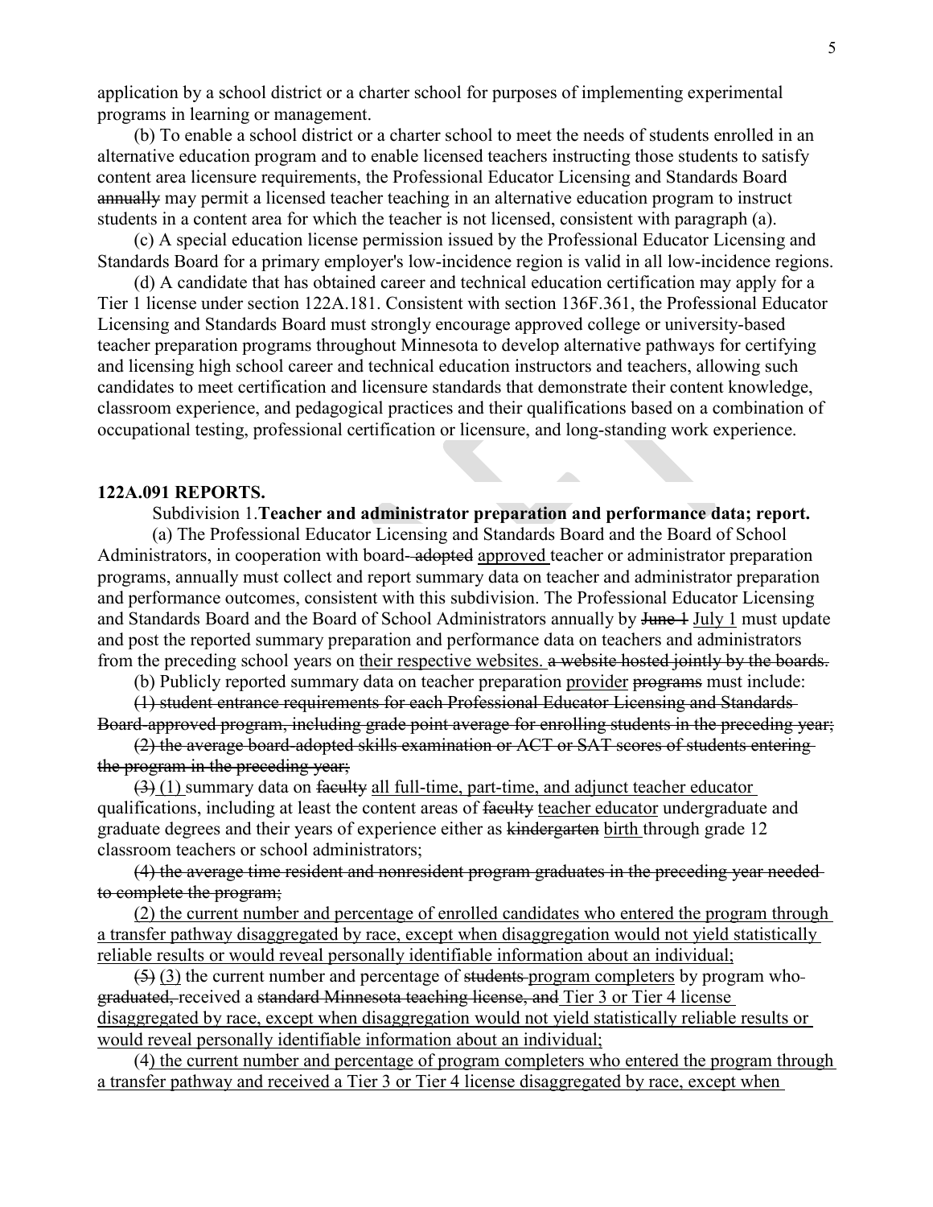application by a school district or a charter school for purposes of implementing experimental programs in learning or management.

(b) To enable a school district or a charter school to meet the needs of students enrolled in an alternative education program and to enable licensed teachers instructing those students to satisfy content area licensure requirements, the Professional Educator Licensing and Standards Board ~~annually~~ may permit a licensed teacher teaching in an alternative education program to instruct students in a content area for which the teacher is not licensed, consistent with paragraph (a).

(c) A special education license permission issued by the Professional Educator Licensing and Standards Board for a primary employer's low-incidence region is valid in all low-incidence regions.

(d) A candidate that has obtained career and technical education certification may apply for a Tier 1 license under section 122A.181. Consistent with section 136F.361, the Professional Educator Licensing and Standards Board must strongly encourage approved college or university-based teacher preparation programs throughout Minnesota to develop alternative pathways for certifying and licensing high school career and technical education instructors and teachers, allowing such candidates to meet certification and licensure standards that demonstrate their content knowledge, classroom experience, and pedagogical practices and their qualifications based on a combination of occupational testing, professional certification or licensure, and long-standing work experience.

**122A.091 REPORTS.**

Subdivision 1. **Teacher and administrator preparation and performance data; report.**

(a) The Professional Educator Licensing and Standards Board and the Board of School Administrators, in cooperation with board-~~adopted~~ <u>approved</u> teacher or administrator preparation programs, annually must collect and report summary data on teacher and administrator preparation and performance outcomes, consistent with this subdivision. The Professional Educator Licensing and Standards Board and the Board of School Administrators annually by ~~June 1~~ <u>July 1</u> must update and post the reported summary preparation and performance data on teachers and administrators from the preceding school years on <u>their respective websites.</u> ~~a website hosted jointly by the boards.~~

(b) Publicly reported summary data on teacher preparation <u>provider</u> ~~programs~~ must include:

~~(1) student entrance requirements for each Professional Educator Licensing and Standards Board-approved program, including grade point average for enrolling students in the preceding year;~~

~~(2) the average board-adopted skills examination or ACT or SAT scores of students entering the program in the preceding year;~~

~~(3)~~ <u>(1)</u> summary data on ~~faculty~~ <u>all full-time, part-time, and adjunct teacher educator</u> qualifications, including at least the content areas of ~~faculty~~ <u>teacher educator</u> undergraduate and graduate degrees and their years of experience either as ~~kindergarten~~ <u>birth</u> through grade 12 classroom teachers or school administrators;

~~(4) the average time resident and nonresident program graduates in the preceding year needed to complete the program;~~

<u>(2) the current number and percentage of enrolled candidates who entered the program through a transfer pathway disaggregated by race, except when disaggregation would not yield statistically reliable results or would reveal personally identifiable information about an individual;</u>

~~(5)~~ <u>(3)</u> the current number and percentage of ~~students~~ <u>program completers</u> by program who ~~graduated,~~ received a ~~standard Minnesota teaching license, and~~ <u>Tier 3 or Tier 4 license disaggregated by race, except when disaggregation would not yield statistically reliable results or would reveal personally identifiable information about an individual;</u>

<u>(4) the current number and percentage of program completers who entered the program through a transfer pathway and received a Tier 3 or Tier 4 license disaggregated by race, except when</u>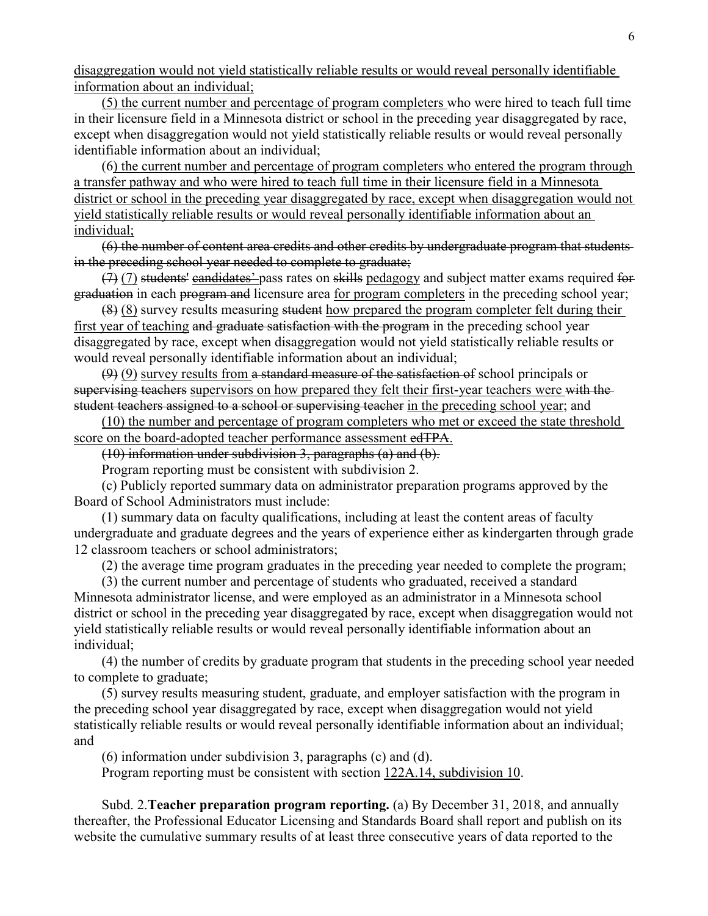disaggregation would not yield statistically reliable results or would reveal personally identifiable information about an individual;

(5) the current number and percentage of program completers who were hired to teach full time in their licensure field in a Minnesota district or school in the preceding year disaggregated by race, except when disaggregation would not yield statistically reliable results or would reveal personally identifiable information about an individual;

(6) the current number and percentage of program completers who entered the program through a transfer pathway and who were hired to teach full time in their licensure field in a Minnesota district or school in the preceding year disaggregated by race, except when disaggregation would not yield statistically reliable results or would reveal personally identifiable information about an individual;

~~(6) the number of content area credits and other credits by undergraduate program that students in the preceding school year needed to complete to graduate;~~

~~(7)~~ (7) ~~students'~~ ~~candidates'~~ pass rates on ~~skills~~ pedagogy and subject matter exams required ~~for graduation~~ in each ~~program and~~ licensure area for program completers in the preceding school year;

~~(8)~~ (8) survey results measuring ~~student~~ how prepared the program completer felt during their first year of teaching ~~and graduate satisfaction with the program~~ in the preceding school year disaggregated by race, except when disaggregation would not yield statistically reliable results or would reveal personally identifiable information about an individual;

~~(9)~~ (9) survey results from ~~a standard measure of the satisfaction of~~ school principals or ~~supervising teachers~~ supervisors on how prepared they felt their first-year teachers were ~~with the student teachers assigned to a school or supervising teacher~~ in the preceding school year; and

(10) the number and percentage of program completers who met or exceed the state threshold score on the board-adopted teacher performance assessment ~~edTPA~~.

~~(10) information under subdivision 3, paragraphs (a) and (b).~~

Program reporting must be consistent with subdivision 2.

(c) Publicly reported summary data on administrator preparation programs approved by the Board of School Administrators must include:

(1) summary data on faculty qualifications, including at least the content areas of faculty undergraduate and graduate degrees and the years of experience either as kindergarten through grade 12 classroom teachers or school administrators;

(2) the average time program graduates in the preceding year needed to complete the program;

(3) the current number and percentage of students who graduated, received a standard Minnesota administrator license, and were employed as an administrator in a Minnesota school district or school in the preceding year disaggregated by race, except when disaggregation would not yield statistically reliable results or would reveal personally identifiable information about an individual;

(4) the number of credits by graduate program that students in the preceding school year needed to complete to graduate;

(5) survey results measuring student, graduate, and employer satisfaction with the program in the preceding school year disaggregated by race, except when disaggregation would not yield statistically reliable results or would reveal personally identifiable information about an individual; and

(6) information under subdivision 3, paragraphs (c) and (d).

Program reporting must be consistent with section 122A.14, subdivision 10.

Subd. 2.**Teacher preparation program reporting.** (a) By December 31, 2018, and annually thereafter, the Professional Educator Licensing and Standards Board shall report and publish on its website the cumulative summary results of at least three consecutive years of data reported to the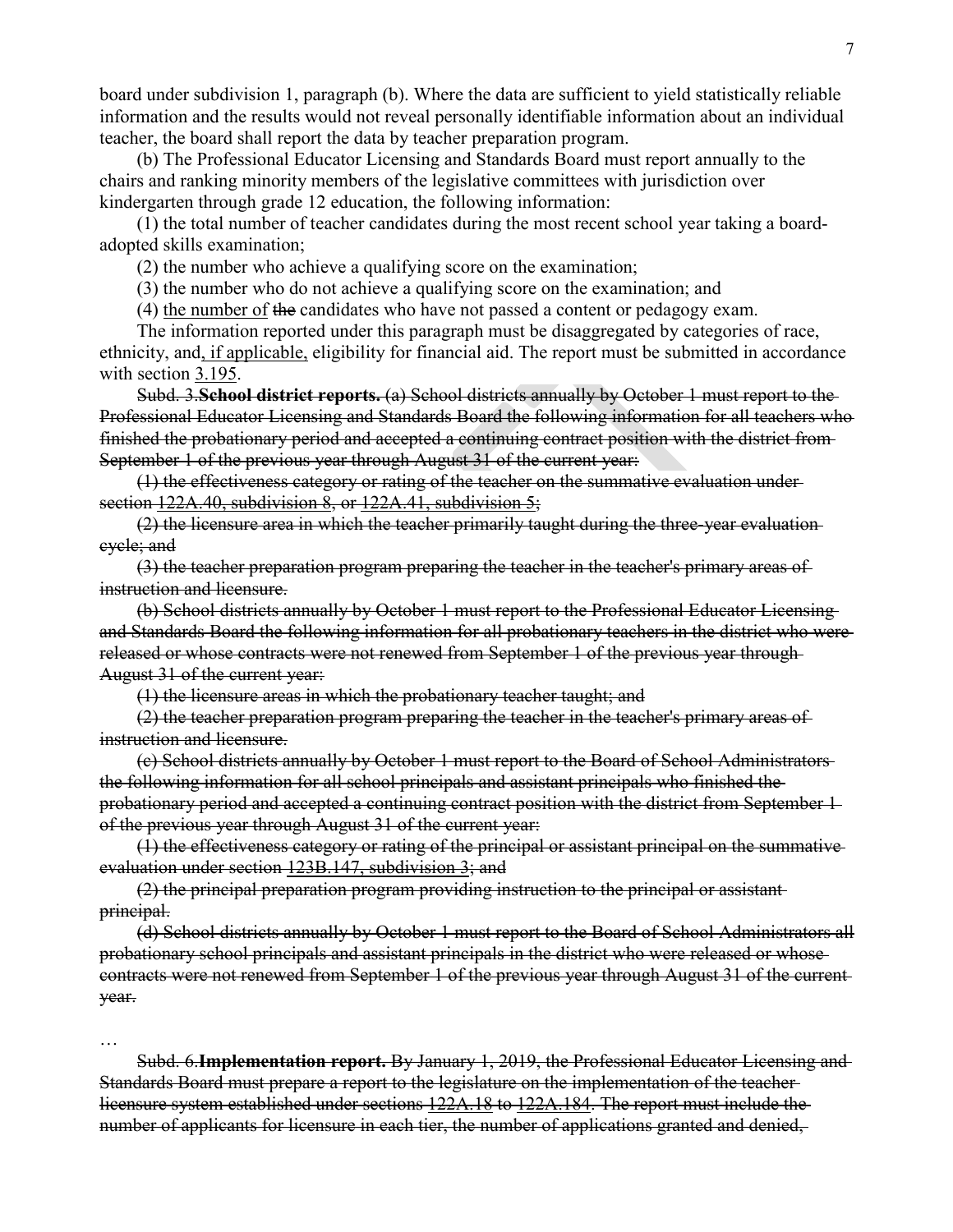board under subdivision 1, paragraph (b). Where the data are sufficient to yield statistically reliable information and the results would not reveal personally identifiable information about an individual teacher, the board shall report the data by teacher preparation program.

(b) The Professional Educator Licensing and Standards Board must report annually to the chairs and ranking minority members of the legislative committees with jurisdiction over kindergarten through grade 12 education, the following information:

(1) the total number of teacher candidates during the most recent school year taking a board-adopted skills examination;

(2) the number who achieve a qualifying score on the examination;

(3) the number who do not achieve a qualifying score on the examination; and

(4) <u>the number of</u> ~~the~~ candidates who have not passed a content or pedagogy exam.

The information reported under this paragraph must be disaggregated by categories of race, ethnicity, and<u>, if applicable,</u> eligibility for financial aid. The report must be submitted in accordance with section 3.195.

Subd. 3.**School district reports.** ~~(a) School districts annually by October 1 must report to the Professional Educator Licensing and Standards Board the following information for all teachers who finished the probationary period and accepted a continuing contract position with the district from September 1 of the previous year through August 31 of the current year:~~

~~(1) the effectiveness category or rating of the teacher on the summative evaluation under section 122A.40, subdivision 8, or 122A.41, subdivision 5;~~

~~(2) the licensure area in which the teacher primarily taught during the three-year evaluation cycle; and~~

~~(3) the teacher preparation program preparing the teacher in the teacher's primary areas of instruction and licensure.~~

~~(b) School districts annually by October 1 must report to the Professional Educator Licensing and Standards Board the following information for all probationary teachers in the district who were released or whose contracts were not renewed from September 1 of the previous year through August 31 of the current year:~~

~~(1) the licensure areas in which the probationary teacher taught; and~~

~~(2) the teacher preparation program preparing the teacher in the teacher's primary areas of instruction and licensure.~~

~~(c) School districts annually by October 1 must report to the Board of School Administrators the following information for all school principals and assistant principals who finished the probationary period and accepted a continuing contract position with the district from September 1 of the previous year through August 31 of the current year:~~

~~(1) the effectiveness category or rating of the principal or assistant principal on the summative evaluation under section 123B.147, subdivision 3; and~~

~~(2) the principal preparation program providing instruction to the principal or assistant principal.~~

~~(d) School districts annually by October 1 must report to the Board of School Administrators all probationary school principals and assistant principals in the district who were released or whose contracts were not renewed from September 1 of the previous year through August 31 of the current year.~~

…

Subd. 6.**Implementation report.** ~~By January 1, 2019, the Professional Educator Licensing and Standards Board must prepare a report to the legislature on the implementation of the teacher licensure system established under sections 122A.18 to 122A.184. The report must include the number of applicants for licensure in each tier, the number of applications granted and denied,~~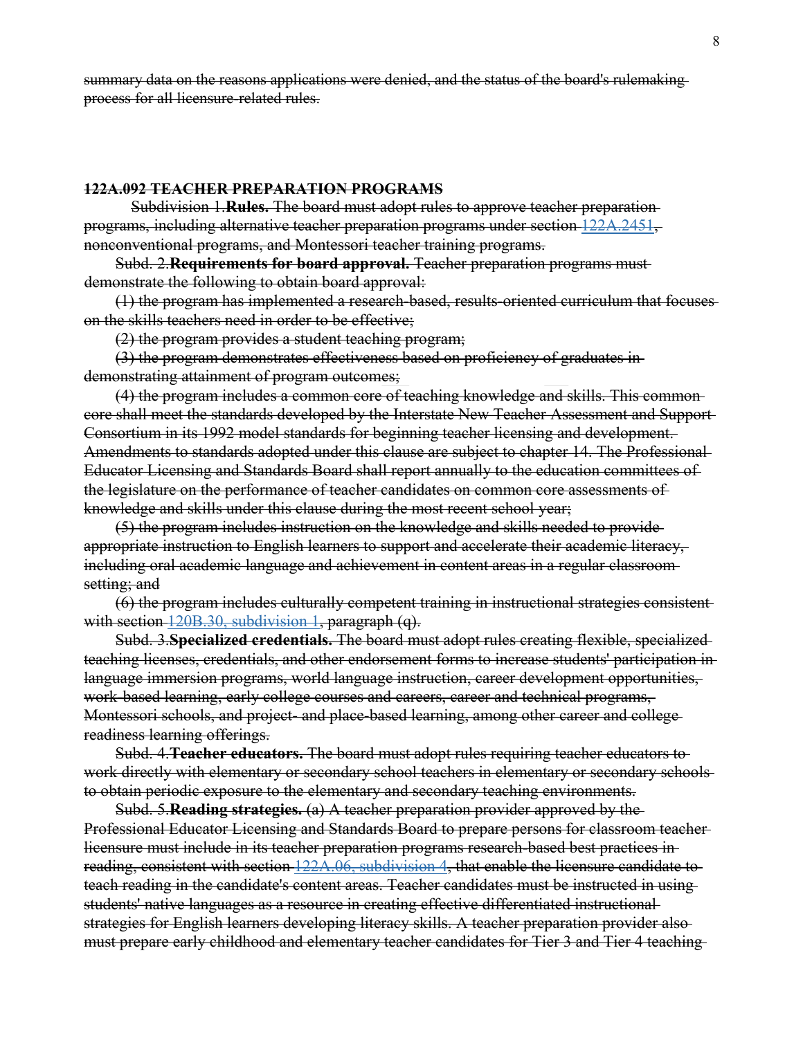~~summary data on the reasons applications were denied, and the status of the board's rulemaking process for all licensure-related rules.~~

~~**122A.092 TEACHER PREPARATION PROGRAMS**~~

~~Subdivision 1. **Rules.** The board must adopt rules to approve teacher preparation programs, including alternative teacher preparation programs under section 122A.2451, nonconventional programs, and Montessori teacher training programs.~~

~~Subd. 2. **Requirements for board approval.** Teacher preparation programs must demonstrate the following to obtain board approval:~~

~~(1) the program has implemented a research-based, results-oriented curriculum that focuses on the skills teachers need in order to be effective;~~

~~(2) the program provides a student teaching program;~~

~~(3) the program demonstrates effectiveness based on proficiency of graduates in demonstrating attainment of program outcomes;~~

~~(4) the program includes a common core of teaching knowledge and skills. This common core shall meet the standards developed by the Interstate New Teacher Assessment and Support Consortium in its 1992 model standards for beginning teacher licensing and development. Amendments to standards adopted under this clause are subject to chapter 14. The Professional Educator Licensing and Standards Board shall report annually to the education committees of the legislature on the performance of teacher candidates on common core assessments of knowledge and skills under this clause during the most recent school year;~~

~~(5) the program includes instruction on the knowledge and skills needed to provide appropriate instruction to English learners to support and accelerate their academic literacy, including oral academic language and achievement in content areas in a regular classroom setting; and~~

~~(6) the program includes culturally competent training in instructional strategies consistent with section 120B.30, subdivision 1, paragraph (q).~~

~~Subd. 3. **Specialized credentials.** The board must adopt rules creating flexible, specialized teaching licenses, credentials, and other endorsement forms to increase students' participation in language immersion programs, world language instruction, career development opportunities, work-based learning, early college courses and careers, career and technical programs, Montessori schools, and project- and place-based learning, among other career and college readiness learning offerings.~~

~~Subd. 4. **Teacher educators.** The board must adopt rules requiring teacher educators to work directly with elementary or secondary school teachers in elementary or secondary schools to obtain periodic exposure to the elementary and secondary teaching environments.~~

~~Subd. 5. **Reading strategies.** (a) A teacher preparation provider approved by the Professional Educator Licensing and Standards Board to prepare persons for classroom teacher licensure must include in its teacher preparation programs research-based best practices in reading, consistent with section 122A.06, subdivision 4, that enable the licensure candidate to teach reading in the candidate's content areas. Teacher candidates must be instructed in using students' native languages as a resource in creating effective differentiated instructional strategies for English learners developing literacy skills. A teacher preparation provider also must prepare early childhood and elementary teacher candidates for Tier 3 and Tier 4 teaching~~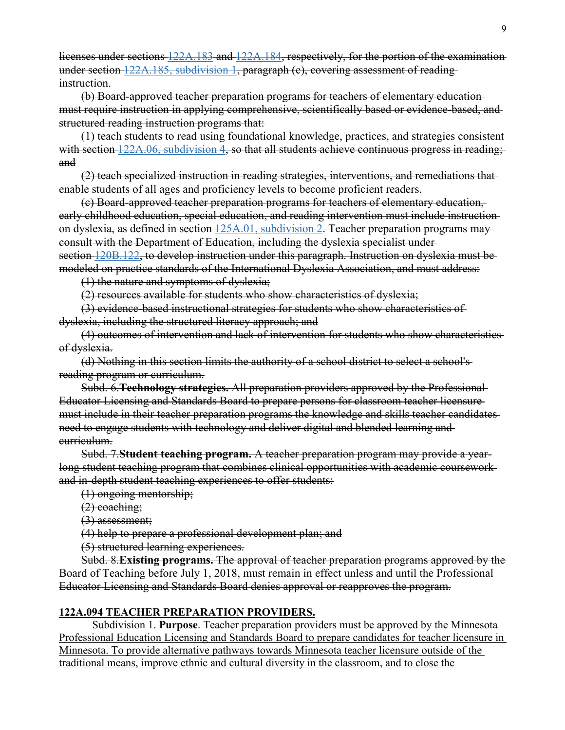~~licenses under sections 122A.183 and 122A.184, respectively, for the portion of the examination under section 122A.185, subdivision 1, paragraph (c), covering assessment of reading instruction.~~

~~(b) Board-approved teacher preparation programs for teachers of elementary education must require instruction in applying comprehensive, scientifically based or evidence-based, and structured reading instruction programs that:~~

~~(1) teach students to read using foundational knowledge, practices, and strategies consistent with section 122A.06, subdivision 4, so that all students achieve continuous progress in reading; and~~

~~(2) teach specialized instruction in reading strategies, interventions, and remediations that enable students of all ages and proficiency levels to become proficient readers.~~

~~(c) Board-approved teacher preparation programs for teachers of elementary education, early childhood education, special education, and reading intervention must include instruction on dyslexia, as defined in section 125A.01, subdivision 2. Teacher preparation programs may consult with the Department of Education, including the dyslexia specialist under section 120B.122, to develop instruction under this paragraph. Instruction on dyslexia must be modeled on practice standards of the International Dyslexia Association, and must address:~~

~~(1) the nature and symptoms of dyslexia;~~

~~(2) resources available for students who show characteristics of dyslexia;~~

~~(3) evidence-based instructional strategies for students who show characteristics of dyslexia, including the structured literacy approach; and~~

~~(4) outcomes of intervention and lack of intervention for students who show characteristics of dyslexia.~~

~~(d) Nothing in this section limits the authority of a school district to select a school's reading program or curriculum.~~

~~Subd. 6. **Technology strategies.** All preparation providers approved by the Professional Educator Licensing and Standards Board to prepare persons for classroom teacher licensure must include in their teacher preparation programs the knowledge and skills teacher candidates need to engage students with technology and deliver digital and blended learning and curriculum.~~

~~Subd. 7. **Student teaching program.** A teacher preparation program may provide a year-long student teaching program that combines clinical opportunities with academic coursework and in-depth student teaching experiences to offer students:~~

~~(1) ongoing mentorship;~~

~~(2) coaching;~~

~~(3) assessment;~~

~~(4) help to prepare a professional development plan; and~~

~~(5) structured learning experiences.~~

~~Subd. 8. **Existing programs.** The approval of teacher preparation programs approved by the Board of Teaching before July 1, 2018, must remain in effect unless and until the Professional Educator Licensing and Standards Board denies approval or reapproves the program.~~

<u>**122A.094 TEACHER PREPARATION PROVIDERS.**</u>

<u>Subdivision 1. **Purpose**. Teacher preparation providers must be approved by the Minnesota Professional Education Licensing and Standards Board to prepare candidates for teacher licensure in Minnesota. To provide alternative pathways towards Minnesota teacher licensure outside of the traditional means, improve ethnic and cultural diversity in the classroom, and to close the</u>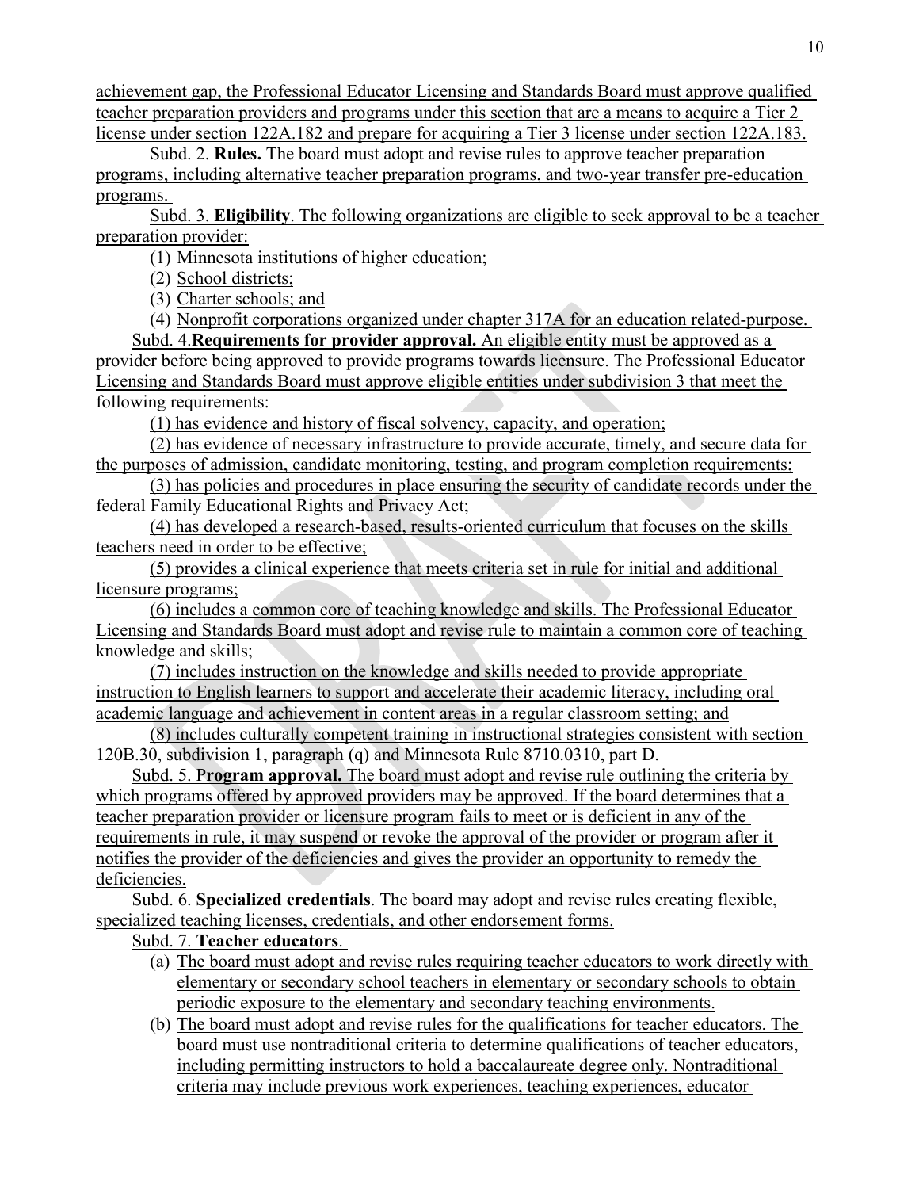achievement gap, the Professional Educator Licensing and Standards Board must approve qualified teacher preparation providers and programs under this section that are a means to acquire a Tier 2 license under section 122A.182 and prepare for acquiring a Tier 3 license under section 122A.183.

Subd. 2. **Rules.** The board must adopt and revise rules to approve teacher preparation programs, including alternative teacher preparation programs, and two-year transfer pre-education programs.

Subd. 3. **Eligibility**. The following organizations are eligible to seek approval to be a teacher preparation provider:

(1) Minnesota institutions of higher education;

(2) School districts;

(3) Charter schools; and

(4) Nonprofit corporations organized under chapter 317A for an education related-purpose.

Subd. 4. **Requirements for provider approval.** An eligible entity must be approved as a provider before being approved to provide programs towards licensure. The Professional Educator Licensing and Standards Board must approve eligible entities under subdivision 3 that meet the following requirements:

(1) has evidence and history of fiscal solvency, capacity, and operation;

(2) has evidence of necessary infrastructure to provide accurate, timely, and secure data for the purposes of admission, candidate monitoring, testing, and program completion requirements;

(3) has policies and procedures in place ensuring the security of candidate records under the federal Family Educational Rights and Privacy Act;

(4) has developed a research-based, results-oriented curriculum that focuses on the skills teachers need in order to be effective;

(5) provides a clinical experience that meets criteria set in rule for initial and additional licensure programs;

(6) includes a common core of teaching knowledge and skills. The Professional Educator Licensing and Standards Board must adopt and revise rule to maintain a common core of teaching knowledge and skills;

(7) includes instruction on the knowledge and skills needed to provide appropriate instruction to English learners to support and accelerate their academic literacy, including oral academic language and achievement in content areas in a regular classroom setting; and

(8) includes culturally competent training in instructional strategies consistent with section 120B.30, subdivision 1, paragraph (q) and Minnesota Rule 8710.0310, part D.

Subd. 5. **Program approval.** The board must adopt and revise rule outlining the criteria by which programs offered by approved providers may be approved. If the board determines that a teacher preparation provider or licensure program fails to meet or is deficient in any of the requirements in rule, it may suspend or revoke the approval of the provider or program after it notifies the provider of the deficiencies and gives the provider an opportunity to remedy the deficiencies.

Subd. 6. **Specialized credentials**. The board may adopt and revise rules creating flexible, specialized teaching licenses, credentials, and other endorsement forms.

Subd. 7. **Teacher educators**.

(a) The board must adopt and revise rules requiring teacher educators to work directly with elementary or secondary school teachers in elementary or secondary schools to obtain periodic exposure to the elementary and secondary teaching environments.

(b) The board must adopt and revise rules for the qualifications for teacher educators. The board must use nontraditional criteria to determine qualifications of teacher educators, including permitting instructors to hold a baccalaureate degree only. Nontraditional criteria may include previous work experiences, teaching experiences, educator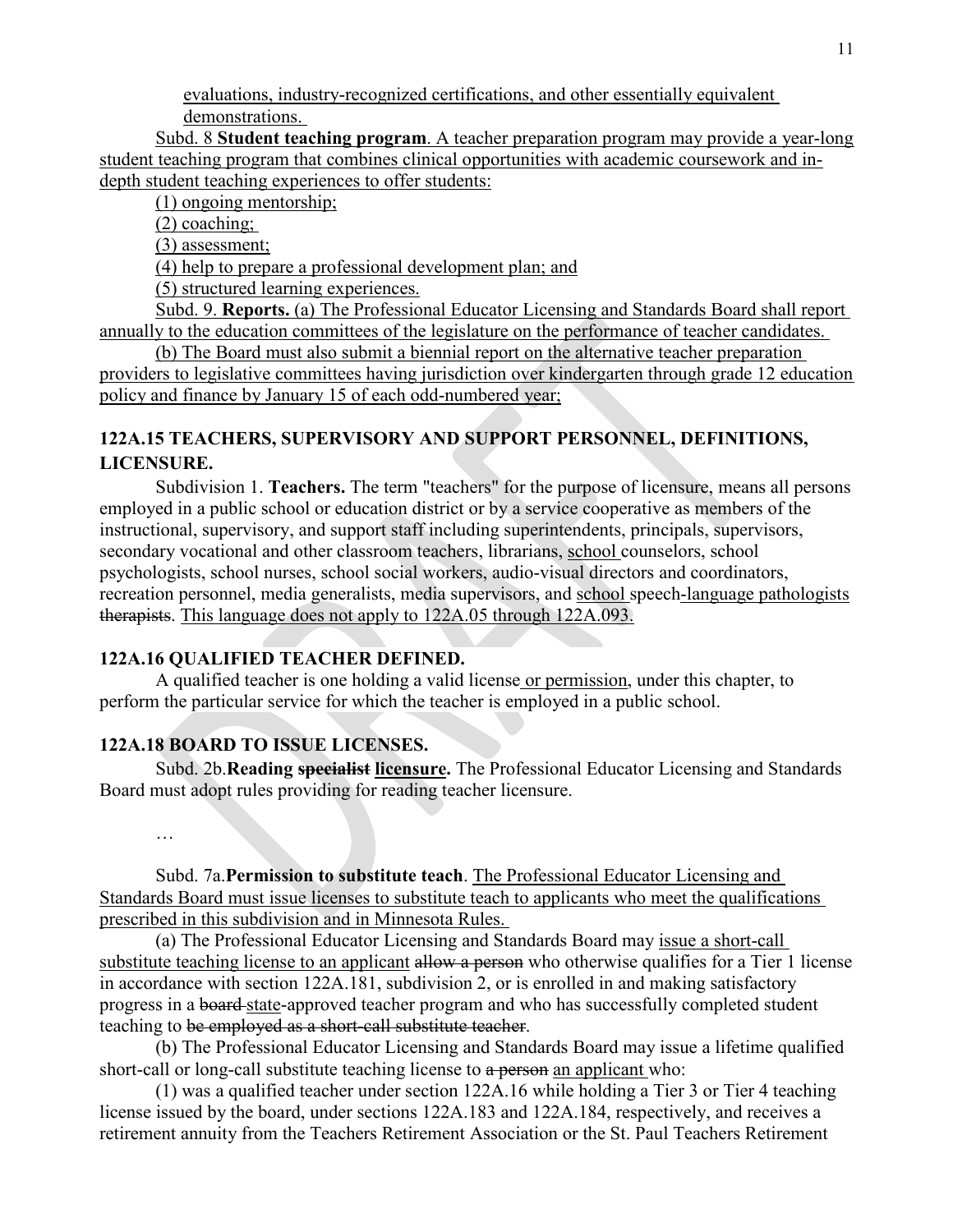evaluations, industry-recognized certifications, and other essentially equivalent demonstrations.

Subd. 8 **Student teaching program**. A teacher preparation program may provide a year-long student teaching program that combines clinical opportunities with academic coursework and in-depth student teaching experiences to offer students:

(1) ongoing mentorship;

(2) coaching;

(3) assessment;

(4) help to prepare a professional development plan; and

(5) structured learning experiences.

Subd. 9. **Reports.** (a) The Professional Educator Licensing and Standards Board shall report annually to the education committees of the legislature on the performance of teacher candidates.

(b) The Board must also submit a biennial report on the alternative teacher preparation providers to legislative committees having jurisdiction over kindergarten through grade 12 education policy and finance by January 15 of each odd-numbered year;

## 122A.15 TEACHERS, SUPERVISORY AND SUPPORT PERSONNEL, DEFINITIONS, LICENSURE.

Subdivision 1. **Teachers.** The term "teachers" for the purpose of licensure, means all persons employed in a public school or education district or by a service cooperative as members of the instructional, supervisory, and support staff including superintendents, principals, supervisors, secondary vocational and other classroom teachers, librarians, school counselors, school psychologists, school nurses, school social workers, audio-visual directors and coordinators, recreation personnel, media generalists, media supervisors, and school speech-language pathologists ~~therapists~~. This language does not apply to 122A.05 through 122A.093.

## 122A.16 QUALIFIED TEACHER DEFINED.

A qualified teacher is one holding a valid license or permission, under this chapter, to perform the particular service for which the teacher is employed in a public school.

## 122A.18 BOARD TO ISSUE LICENSES.

Subd. 2b.**Reading ~~specialist~~ licensure.** The Professional Educator Licensing and Standards Board must adopt rules providing for reading teacher licensure.

…

Subd. 7a.**Permission to substitute teach**. The Professional Educator Licensing and Standards Board must issue licenses to substitute teach to applicants who meet the qualifications prescribed in this subdivision and in Minnesota Rules.

(a) The Professional Educator Licensing and Standards Board may issue a short-call substitute teaching license to an applicant ~~allow a person~~ who otherwise qualifies for a Tier 1 license in accordance with section 122A.181, subdivision 2, or is enrolled in and making satisfactory progress in a ~~board~~ state-approved teacher program and who has successfully completed student teaching ~~to be employed as a short-call substitute teacher~~.

(b) The Professional Educator Licensing and Standards Board may issue a lifetime qualified short-call or long-call substitute teaching license to ~~a person~~ an applicant who:

(1) was a qualified teacher under section 122A.16 while holding a Tier 3 or Tier 4 teaching license issued by the board, under sections 122A.183 and 122A.184, respectively, and receives a retirement annuity from the Teachers Retirement Association or the St. Paul Teachers Retirement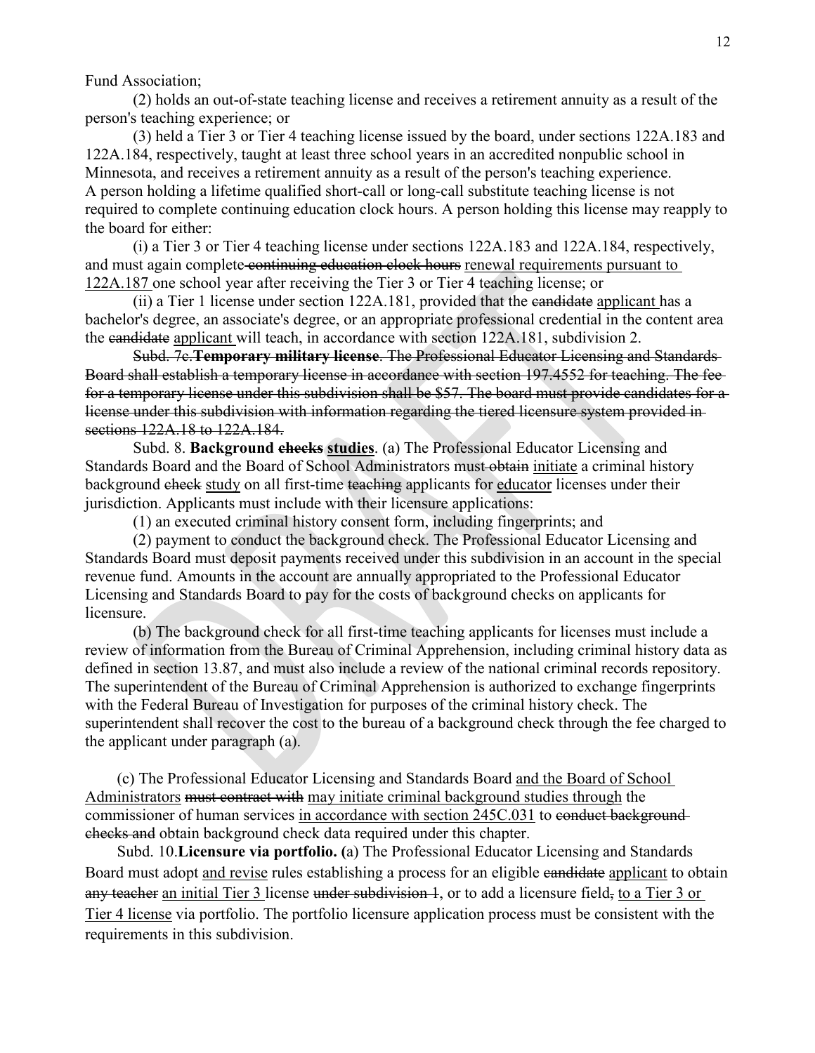Fund Association;

(2) holds an out-of-state teaching license and receives a retirement annuity as a result of the person's teaching experience; or

(3) held a Tier 3 or Tier 4 teaching license issued by the board, under sections 122A.183 and 122A.184, respectively, taught at least three school years in an accredited nonpublic school in Minnesota, and receives a retirement annuity as a result of the person's teaching experience. A person holding a lifetime qualified short-call or long-call substitute teaching license is not required to complete continuing education clock hours. A person holding this license may reapply to the board for either:

(i) a Tier 3 or Tier 4 teaching license under sections 122A.183 and 122A.184, respectively, and must again complete ~~continuing education clock hours~~ renewal requirements pursuant to 122A.187 one school year after receiving the Tier 3 or Tier 4 teaching license; or

(ii) a Tier 1 license under section 122A.181, provided that the ~~candidate~~ applicant has a bachelor's degree, an associate's degree, or an appropriate professional credential in the content area the ~~candidate~~ applicant will teach, in accordance with section 122A.181, subdivision 2.

~~Subd. 7c. **Temporary military license**. The Professional Educator Licensing and Standards Board shall establish a temporary license in accordance with section 197.4552 for teaching. The fee for a temporary license under this subdivision shall be $57. The board must provide candidates for a license under this subdivision with information regarding the tiered licensure system provided in sections 122A.18 to 122A.184.~~

Subd. 8. **Background ~~checks~~ studies**. (a) The Professional Educator Licensing and Standards Board and the Board of School Administrators must ~~obtain~~ initiate a criminal history background ~~check~~ study on all first-time ~~teaching~~ applicants for educator licenses under their jurisdiction. Applicants must include with their licensure applications:

(1) an executed criminal history consent form, including fingerprints; and

(2) payment to conduct the background check. The Professional Educator Licensing and Standards Board must deposit payments received under this subdivision in an account in the special revenue fund. Amounts in the account are annually appropriated to the Professional Educator Licensing and Standards Board to pay for the costs of background checks on applicants for licensure.

(b) The background check for all first-time teaching applicants for licenses must include a review of information from the Bureau of Criminal Apprehension, including criminal history data as defined in section 13.87, and must also include a review of the national criminal records repository. The superintendent of the Bureau of Criminal Apprehension is authorized to exchange fingerprints with the Federal Bureau of Investigation for purposes of the criminal history check. The superintendent shall recover the cost to the bureau of a background check through the fee charged to the applicant under paragraph (a).

(c) The Professional Educator Licensing and Standards Board and the Board of School Administrators ~~must contract with~~ may initiate criminal background studies through the commissioner of human services in accordance with section 245C.031 to ~~conduct background checks and~~ obtain background check data required under this chapter.

Subd. 10. **Licensure via portfolio.** (a) The Professional Educator Licensing and Standards Board must adopt and revise rules establishing a process for an eligible ~~candidate~~ applicant to obtain ~~any teacher~~ an initial Tier 3 license ~~under subdivision 1~~, or to add a licensure field~~,~~ to a Tier 3 or Tier 4 license via portfolio. The portfolio licensure application process must be consistent with the requirements in this subdivision.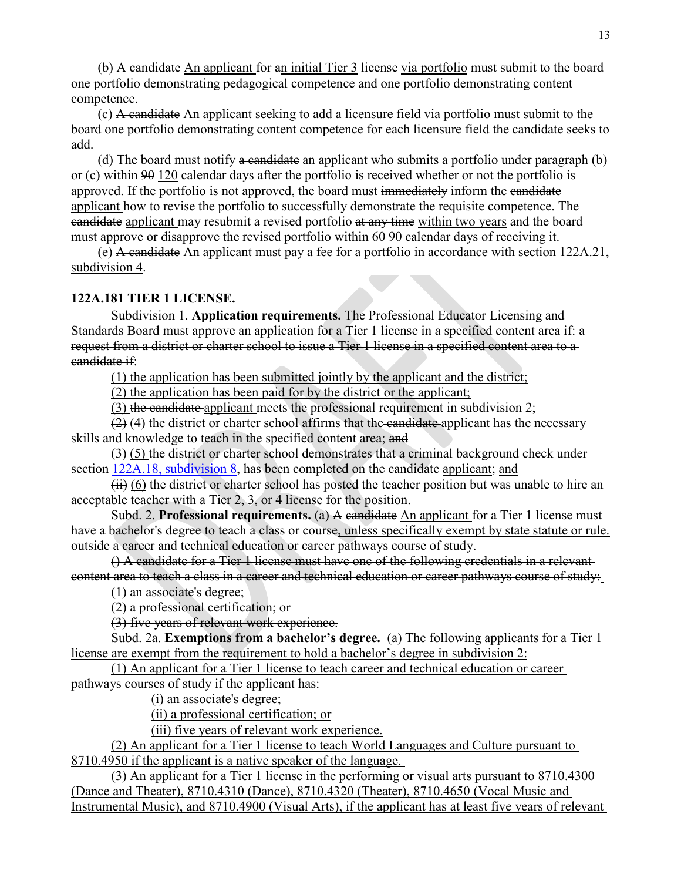(b) ~~A candidate~~ An applicant for an initial Tier 3 license via portfolio must submit to the board one portfolio demonstrating pedagogical competence and one portfolio demonstrating content competence.

(c) ~~A candidate~~ An applicant seeking to add a licensure field via portfolio must submit to the board one portfolio demonstrating content competence for each licensure field the candidate seeks to add.

(d) The board must notify ~~a candidate~~ an applicant who submits a portfolio under paragraph (b) or (c) within ~~90~~ 120 calendar days after the portfolio is received whether or not the portfolio is approved. If the portfolio is not approved, the board must ~~immediately~~ inform the ~~candidate~~ applicant how to revise the portfolio to successfully demonstrate the requisite competence. The ~~candidate~~ applicant may resubmit a revised portfolio ~~at any time~~ within two years and the board must approve or disapprove the revised portfolio within ~~60~~ 90 calendar days of receiving it.

(e) ~~A candidate~~ An applicant must pay a fee for a portfolio in accordance with section 122A.21, subdivision 4.

**122A.181 TIER 1 LICENSE.**

Subdivision 1. **Application requirements.** The Professional Educator Licensing and Standards Board must approve an application for a Tier 1 license in a specified content area if: ~~a request from a district or charter school to issue a Tier 1 license in a specified content area to a candidate if~~:

(1) the application has been submitted jointly by the applicant and the district;

(2) the application has been paid for by the district or the applicant;

(3) ~~the candidate~~ applicant meets the professional requirement in subdivision 2;

~~(2)~~ (4) the district or charter school affirms that the ~~candidate~~ applicant has the necessary skills and knowledge to teach in the specified content area; ~~and~~

~~(3)~~ (5) the district or charter school demonstrates that a criminal background check under section 122A.18, subdivision 8, has been completed on the ~~candidate~~ applicant; and

~~(ii)~~ (6) the district or charter school has posted the teacher position but was unable to hire an acceptable teacher with a Tier 2, 3, or 4 license for the position.

Subd. 2. **Professional requirements.** (a) ~~A candidate~~ An applicant for a Tier 1 license must have a bachelor's degree to teach a class or course, unless specifically exempt by state statute or rule. ~~outside a career and technical education or career pathways course of study.~~

~~() A candidate for a Tier 1 license must have one of the following credentials in a relevant content area to teach a class in a career and technical education or career pathways course of study:~~

~~(1) an associate's degree;~~

~~(2) a professional certification; or~~

~~(3) five years of relevant work experience.~~

Subd. 2a. **Exemptions from a bachelor's degree.** (a) The following applicants for a Tier 1 license are exempt from the requirement to hold a bachelor's degree in subdivision 2:

(1) An applicant for a Tier 1 license to teach career and technical education or career pathways courses of study if the applicant has:

(i) an associate's degree;

(ii) a professional certification; or

(iii) five years of relevant work experience.

(2) An applicant for a Tier 1 license to teach World Languages and Culture pursuant to 8710.4950 if the applicant is a native speaker of the language.

(3) An applicant for a Tier 1 license in the performing or visual arts pursuant to 8710.4300 (Dance and Theater), 8710.4310 (Dance), 8710.4320 (Theater), 8710.4650 (Vocal Music and Instrumental Music), and 8710.4900 (Visual Arts), if the applicant has at least five years of relevant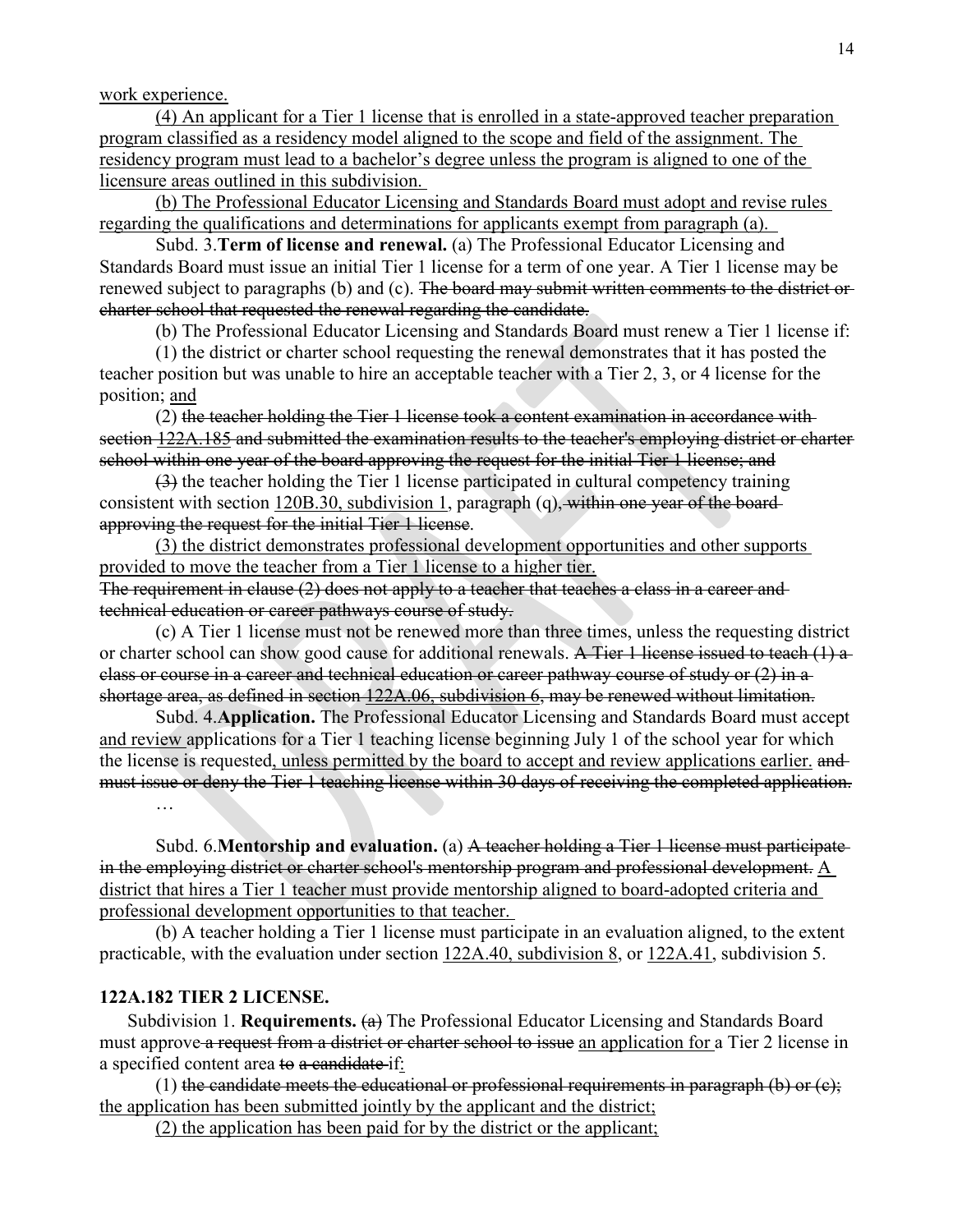work experience.

(4) An applicant for a Tier 1 license that is enrolled in a state-approved teacher preparation program classified as a residency model aligned to the scope and field of the assignment. The residency program must lead to a bachelor's degree unless the program is aligned to one of the licensure areas outlined in this subdivision.

(b) The Professional Educator Licensing and Standards Board must adopt and revise rules regarding the qualifications and determinations for applicants exempt from paragraph (a).

Subd. 3. **Term of license and renewal.** (a) The Professional Educator Licensing and Standards Board must issue an initial Tier 1 license for a term of one year. A Tier 1 license may be renewed subject to paragraphs (b) and (c). ~~The board may submit written comments to the district or charter school that requested the renewal regarding the candidate.~~

(b) The Professional Educator Licensing and Standards Board must renew a Tier 1 license if:

(1) the district or charter school requesting the renewal demonstrates that it has posted the teacher position but was unable to hire an acceptable teacher with a Tier 2, 3, or 4 license for the position; and

(2) ~~the teacher holding the Tier 1 license took a content examination in accordance with section 122A.185 and submitted the examination results to the teacher's employing district or charter school within one year of the board approving the request for the initial Tier 1 license; and~~

~~(3)~~ the teacher holding the Tier 1 license participated in cultural competency training consistent with section 120B.30, subdivision 1, paragraph (q)~~, within one year of the board approving the request for the initial Tier 1 license~~.

(3) the district demonstrates professional development opportunities and other supports provided to move the teacher from a Tier 1 license to a higher tier.

~~The requirement in clause (2) does not apply to a teacher that teaches a class in a career and technical education or career pathways course of study.~~

(c) A Tier 1 license must not be renewed more than three times, unless the requesting district or charter school can show good cause for additional renewals. ~~A Tier 1 license issued to teach (1) a class or course in a career and technical education or career pathway course of study or (2) in a shortage area, as defined in section 122A.06, subdivision 6, may be renewed without limitation.~~

Subd. 4. **Application.** The Professional Educator Licensing and Standards Board must accept and review applications for a Tier 1 teaching license beginning July 1 of the school year for which the license is requested, unless permitted by the board to accept and review applications earlier. ~~and must issue or deny the Tier 1 teaching license within 30 days of receiving the completed application.~~

…

Subd. 6. **Mentorship and evaluation.** (a) ~~A teacher holding a Tier 1 license must participate in the employing district or charter school's mentorship program and professional development.~~ A district that hires a Tier 1 teacher must provide mentorship aligned to board-adopted criteria and professional development opportunities to that teacher.

(b) A teacher holding a Tier 1 license must participate in an evaluation aligned, to the extent practicable, with the evaluation under section 122A.40, subdivision 8, or 122A.41, subdivision 5.

**122A.182 TIER 2 LICENSE.**

Subdivision 1. **Requirements.** ~~(a)~~ The Professional Educator Licensing and Standards Board must approve ~~a request from a district or charter school to issue~~ an application for a Tier 2 license in a specified content area ~~to a candidate~~ if:

(1) ~~the candidate meets the educational or professional requirements in paragraph (b) or (c);~~ the application has been submitted jointly by the applicant and the district;

(2) the application has been paid for by the district or the applicant;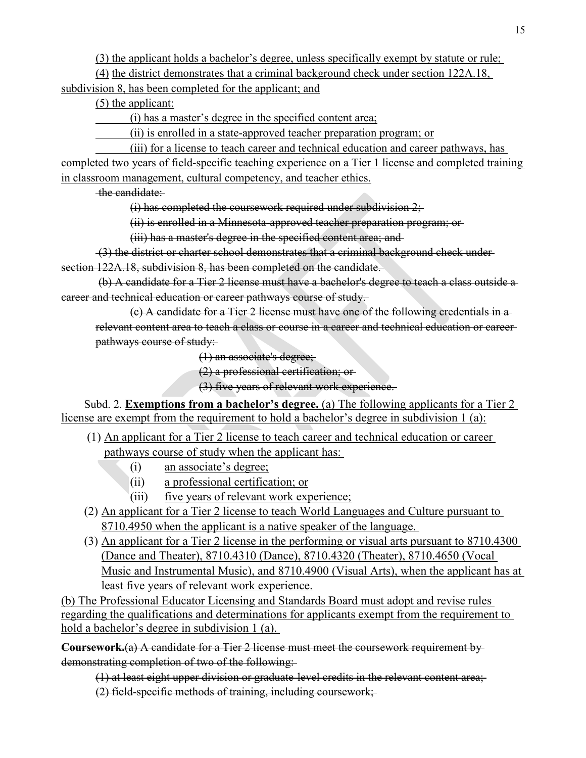(3) the applicant holds a bachelor's degree, unless specifically exempt by statute or rule;

(4) the district demonstrates that a criminal background check under section 122A.18, subdivision 8, has been completed for the applicant; and

(5) the applicant:

(i) has a master's degree in the specified content area;

(ii) is enrolled in a state-approved teacher preparation program; or

(iii) for a license to teach career and technical education and career pathways, has completed two years of field-specific teaching experience on a Tier 1 license and completed training in classroom management, cultural competency, and teacher ethics.

~~the candidate:~~

~~(i) has completed the coursework required under subdivision 2;~~

~~(ii) is enrolled in a Minnesota-approved teacher preparation program; or~~

~~(iii) has a master's degree in the specified content area; and~~

~~(3) the district or charter school demonstrates that a criminal background check under section 122A.18, subdivision 8, has been completed on the candidate.~~

~~(b) A candidate for a Tier 2 license must have a bachelor's degree to teach a class outside a career and technical education or career pathways course of study.~~

~~(c) A candidate for a Tier 2 license must have one of the following credentials in a relevant content area to teach a class or course in a career and technical education or career pathways course of study:~~

~~(1) an associate's degree;~~

~~(2) a professional certification; or~~

~~(3) five years of relevant work experience.~~

Subd. 2. **Exemptions from a bachelor's degree.** (a) The following applicants for a Tier 2 license are exempt from the requirement to hold a bachelor's degree in subdivision 1 (a):

(1) An applicant for a Tier 2 license to teach career and technical education or career pathways course of study when the applicant has:
   - (i) an associate's degree;
   - (ii) a professional certification; or
   - (iii) five years of relevant work experience;

(2) An applicant for a Tier 2 license to teach World Languages and Culture pursuant to 8710.4950 when the applicant is a native speaker of the language.

(3) An applicant for a Tier 2 license in the performing or visual arts pursuant to 8710.4300 (Dance and Theater), 8710.4310 (Dance), 8710.4320 (Theater), 8710.4650 (Vocal Music and Instrumental Music), and 8710.4900 (Visual Arts), when the applicant has at least five years of relevant work experience.

(b) The Professional Educator Licensing and Standards Board must adopt and revise rules regarding the qualifications and determinations for applicants exempt from the requirement to hold a bachelor's degree in subdivision 1 (a).

~~**Coursework.**(a) A candidate for a Tier 2 license must meet the coursework requirement by demonstrating completion of two of the following:~~

~~(1) at least eight upper division or graduate-level credits in the relevant content area;~~

~~(2) field-specific methods of training, including coursework;~~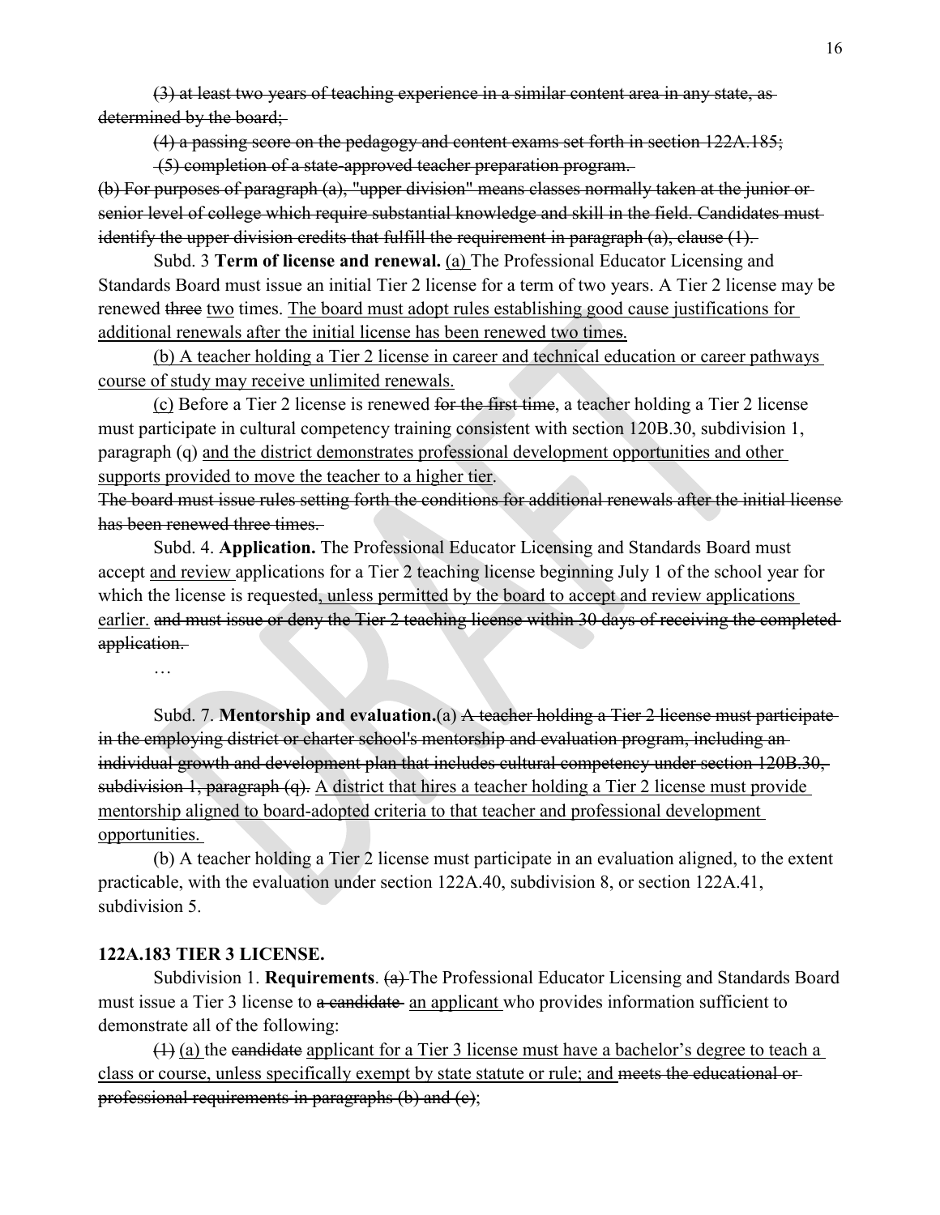~~(3) at least two years of teaching experience in a similar content area in any state, as determined by the board;~~

~~(4) a passing score on the pedagogy and content exams set forth in section 122A.185;~~

~~(5) completion of a state-approved teacher preparation program.~~

~~(b) For purposes of paragraph (a), "upper division" means classes normally taken at the junior or senior level of college which require substantial knowledge and skill in the field. Candidates must identify the upper division credits that fulfill the requirement in paragraph (a), clause (1).~~

Subd. 3 **Term of license and renewal.** <u>(a)</u> The Professional Educator Licensing and Standards Board must issue an initial Tier 2 license for a term of two years. A Tier 2 license may be renewed ~~three~~ <u>two</u> times. <u>The board must adopt rules establishing good cause justifications for additional renewals after the initial license has been renewed two times</u>~~.~~

<u>(b) A teacher holding a Tier 2 license in career and technical education or career pathways course of study may receive unlimited renewals.</u>

<u>(c)</u> Before a Tier 2 license is renewed ~~for the first time~~, a teacher holding a Tier 2 license must participate in cultural competency training consistent with section 120B.30, subdivision 1, paragraph (q) <u>and the district demonstrates professional development opportunities and other supports provided to move the teacher to a higher tier</u>.

~~The board must issue rules setting forth the conditions for additional renewals after the initial license has been renewed three times.~~

Subd. 4. **Application.** The Professional Educator Licensing and Standards Board must accept <u>and review</u> applications for a Tier 2 teaching license beginning July 1 of the school year for which the license is requested<u>, unless permitted by the board to accept and review applications earlier.</u> ~~and must issue or deny the Tier 2 teaching license within 30 days of receiving the completed application.~~

…

Subd. 7. **Mentorship and evaluation.**(a) ~~A teacher holding a Tier 2 license must participate in the employing district or charter school's mentorship and evaluation program, including an individual growth and development plan that includes cultural competency under section 120B.30, subdivision 1, paragraph (q).~~ <u>A district that hires a teacher holding a Tier 2 license must provide mentorship aligned to board-adopted criteria to that teacher and professional development opportunities.</u>

(b) A teacher holding a Tier 2 license must participate in an evaluation aligned, to the extent practicable, with the evaluation under section 122A.40, subdivision 8, or section 122A.41, subdivision 5.

**122A.183 TIER 3 LICENSE.**

Subdivision 1. **Requirements**. ~~(a)~~ The Professional Educator Licensing and Standards Board must issue a Tier 3 license to ~~a candidate~~ <u>an applicant</u> who provides information sufficient to demonstrate all of the following:

~~(1)~~ <u>(a)</u> the ~~candidate~~ <u>applicant for a Tier 3 license must have a bachelor's degree to teach a class or course, unless specifically exempt by state statute or rule; and</u> ~~meets the educational or professional requirements in paragraphs (b) and (c)~~;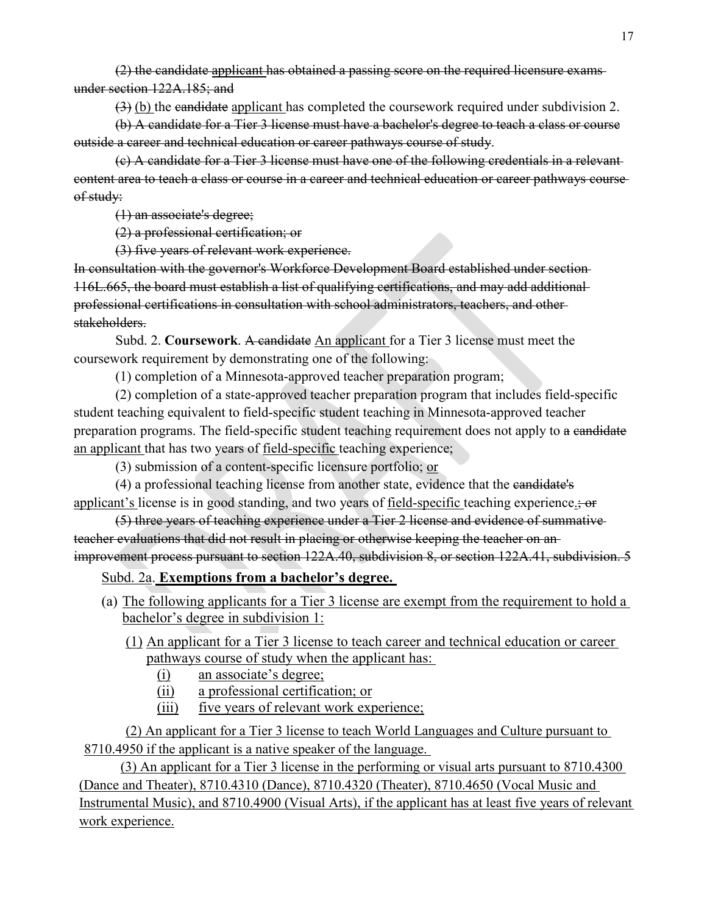~~(2) the candidate~~ <u>applicant</u> ~~has obtained a passing score on the required licensure exams under section 122A.185; and~~

~~(3)~~ <u>(b)</u> the ~~candidate~~ <u>applicant</u> has completed the coursework required under subdivision 2.

~~(b) A candidate for a Tier 3 license must have a bachelor's degree to teach a class or course outside a career and technical education or career pathways course of study.~~

~~(c) A candidate for a Tier 3 license must have one of the following credentials in a relevant content area to teach a class or course in a career and technical education or career pathways course of study:~~

~~(1) an associate's degree;~~

~~(2) a professional certification; or~~

~~(3) five years of relevant work experience.~~

~~In consultation with the governor's Workforce Development Board established under section 116L.665, the board must establish a list of qualifying certifications, and may add additional professional certifications in consultation with school administrators, teachers, and other stakeholders.~~

Subd. 2. **Coursework**. ~~A candidate~~ <u>An applicant</u> for a Tier 3 license must meet the coursework requirement by demonstrating one of the following:

(1) completion of a Minnesota-approved teacher preparation program;

(2) completion of a state-approved teacher preparation program that includes field-specific student teaching equivalent to field-specific student teaching in Minnesota-approved teacher preparation programs. The field-specific student teaching requirement does not apply to ~~a candidate~~ <u>an applicant</u> that has two years of <u>field-specific</u> teaching experience;

(3) submission of a content-specific licensure portfolio; <u>or</u>

(4) a professional teaching license from another state, evidence that the ~~candidate's~~ <u>applicant's</u> license is in good standing, and two years of <u>field-specific</u> teaching experience<u>.</u>~~; or~~

~~(5) three years of teaching experience under a Tier 2 license and evidence of summative teacher evaluations that did not result in placing or otherwise keeping the teacher on an improvement process pursuant to section 122A.40, subdivision 8, or section 122A.41, subdivision. 5~~

<u>Subd. 2a.</u> **<u>Exemptions from a bachelor's degree.</u>**

(a) <u>The following applicants for a Tier 3 license are exempt from the requirement to hold a bachelor's degree in subdivision 1:</u>

<u>(1)</u> <u>An applicant for a Tier 3 license to teach career and technical education or career pathways course of study when the applicant has:</u>

<u>(i)</u> <u>an associate's degree;</u>

<u>(ii)</u> <u>a professional certification; or</u>

<u>(iii)</u> <u>five years of relevant work experience;</u>

<u>(2) An applicant for a Tier 3 license to teach World Languages and Culture pursuant to 8710.4950 if the applicant is a native speaker of the language.</u>

<u>(3) An applicant for a Tier 3 license in the performing or visual arts pursuant to 8710.4300 (Dance and Theater), 8710.4310 (Dance), 8710.4320 (Theater), 8710.4650 (Vocal Music and Instrumental Music), and 8710.4900 (Visual Arts), if the applicant has at least five years of relevant work experience.</u>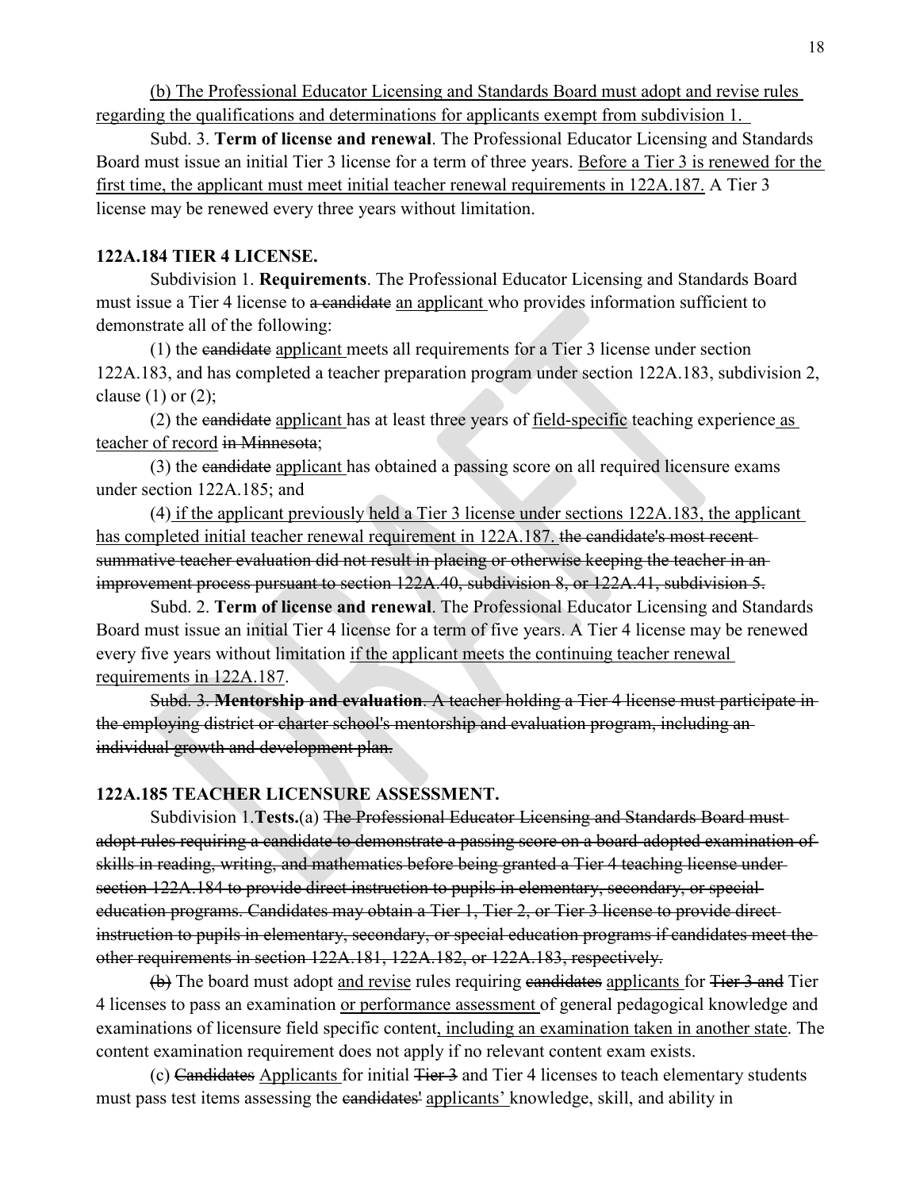<u>(b) The Professional Educator Licensing and Standards Board must adopt and revise rules regarding the qualifications and determinations for applicants exempt from subdivision 1.</u>

Subd. 3. **Term of license and renewal**. The Professional Educator Licensing and Standards Board must issue an initial Tier 3 license for a term of three years. <u>Before a Tier 3 is renewed for the first time, the applicant must meet initial teacher renewal requirements in 122A.187.</u> A Tier 3 license may be renewed every three years without limitation.

**122A.184 TIER 4 LICENSE.**

Subdivision 1. **Requirements**. The Professional Educator Licensing and Standards Board must issue a Tier 4 license to ~~a candidate~~ <u>an applicant</u> who provides information sufficient to demonstrate all of the following:

(1) the ~~candidate~~ <u>applicant</u> meets all requirements for a Tier 3 license under section 122A.183, and has completed a teacher preparation program under section 122A.183, subdivision 2, clause (1) or (2);

(2) the ~~candidate~~ <u>applicant</u> has at least three years of <u>field-specific</u> teaching experience <u>as teacher of record</u> ~~in Minnesota~~;

(3) the ~~candidate~~ <u>applicant</u> has obtained a passing score on all required licensure exams under section 122A.185; and

(4) <u>if the applicant previously held a Tier 3 license under sections 122A.183, the applicant has completed initial teacher renewal requirement in 122A.187.</u> ~~the candidate's most recent summative teacher evaluation did not result in placing or otherwise keeping the teacher in an improvement process pursuant to section 122A.40, subdivision 8, or 122A.41, subdivision 5.~~

Subd. 2. **Term of license and renewal**. The Professional Educator Licensing and Standards Board must issue an initial Tier 4 license for a term of five years. A Tier 4 license may be renewed every five years without limitation <u>if the applicant meets the continuing teacher renewal requirements in 122A.187</u>.

~~Subd. 3. **Mentorship and evaluation**. A teacher holding a Tier 4 license must participate in the employing district or charter school's mentorship and evaluation program, including an individual growth and development plan.~~

**122A.185 TEACHER LICENSURE ASSESSMENT.**

Subdivision 1.**Tests.**(a) ~~The Professional Educator Licensing and Standards Board must adopt rules requiring a candidate to demonstrate a passing score on a board-adopted examination of skills in reading, writing, and mathematics before being granted a Tier 4 teaching license under section 122A.184 to provide direct instruction to pupils in elementary, secondary, or special education programs. Candidates may obtain a Tier 1, Tier 2, or Tier 3 license to provide direct instruction to pupils in elementary, secondary, or special education programs if candidates meet the other requirements in section 122A.181, 122A.182, or 122A.183, respectively.~~

~~(b)~~ The board must adopt <u>and revise</u> rules requiring ~~candidates~~ <u>applicants</u> for ~~Tier 3 and~~ Tier 4 licenses to pass an examination <u>or performance assessment</u> of general pedagogical knowledge and examinations of licensure field specific content<u>, including an examination taken in another state</u>. The content examination requirement does not apply if no relevant content exam exists.

(c) ~~Candidates~~ <u>Applicants</u> for initial ~~Tier 3~~ and Tier 4 licenses to teach elementary students must pass test items assessing the ~~candidates'~~ <u>applicants'</u> knowledge, skill, and ability in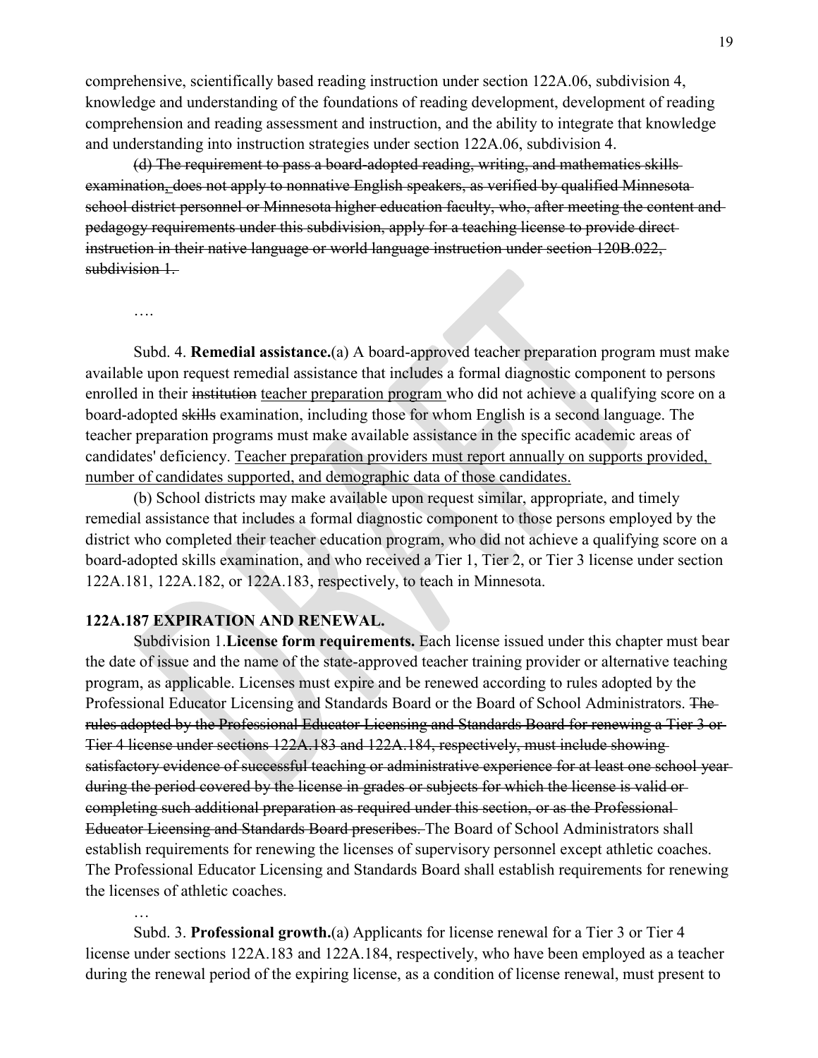comprehensive, scientifically based reading instruction under section 122A.06, subdivision 4, knowledge and understanding of the foundations of reading development, development of reading comprehension and reading assessment and instruction, and the ability to integrate that knowledge and understanding into instruction strategies under section 122A.06, subdivision 4.

~~(d) The requirement to pass a board-adopted reading, writing, and mathematics skills examination, does not apply to nonnative English speakers, as verified by qualified Minnesota school district personnel or Minnesota higher education faculty, who, after meeting the content and pedagogy requirements under this subdivision, apply for a teaching license to provide direct instruction in their native language or world language instruction under section 120B.022, subdivision 1.~~

….

Subd. 4. **Remedial assistance.**(a) A board-approved teacher preparation program must make available upon request remedial assistance that includes a formal diagnostic component to persons enrolled in their ~~institution~~ <u>teacher preparation program</u> who did not achieve a qualifying score on a board-adopted ~~skills~~ examination, including those for whom English is a second language. The teacher preparation programs must make available assistance in the specific academic areas of candidates' deficiency. <u>Teacher preparation providers must report annually on supports provided, number of candidates supported, and demographic data of those candidates.</u>

(b) School districts may make available upon request similar, appropriate, and timely remedial assistance that includes a formal diagnostic component to those persons employed by the district who completed their teacher education program, who did not achieve a qualifying score on a board-adopted skills examination, and who received a Tier 1, Tier 2, or Tier 3 license under section 122A.181, 122A.182, or 122A.183, respectively, to teach in Minnesota.

**122A.187 EXPIRATION AND RENEWAL.**

Subdivision 1.**License form requirements.** Each license issued under this chapter must bear the date of issue and the name of the state-approved teacher training provider or alternative teaching program, as applicable. Licenses must expire and be renewed according to rules adopted by the Professional Educator Licensing and Standards Board or the Board of School Administrators. ~~The rules adopted by the Professional Educator Licensing and Standards Board for renewing a Tier 3 or Tier 4 license under sections 122A.183 and 122A.184, respectively, must include showing satisfactory evidence of successful teaching or administrative experience for at least one school year during the period covered by the license in grades or subjects for which the license is valid or completing such additional preparation as required under this section, or as the Professional Educator Licensing and Standards Board prescribes.~~ The Board of School Administrators shall establish requirements for renewing the licenses of supervisory personnel except athletic coaches. The Professional Educator Licensing and Standards Board shall establish requirements for renewing the licenses of athletic coaches.

…

Subd. 3. **Professional growth.**(a) Applicants for license renewal for a Tier 3 or Tier 4 license under sections 122A.183 and 122A.184, respectively, who have been employed as a teacher during the renewal period of the expiring license, as a condition of license renewal, must present to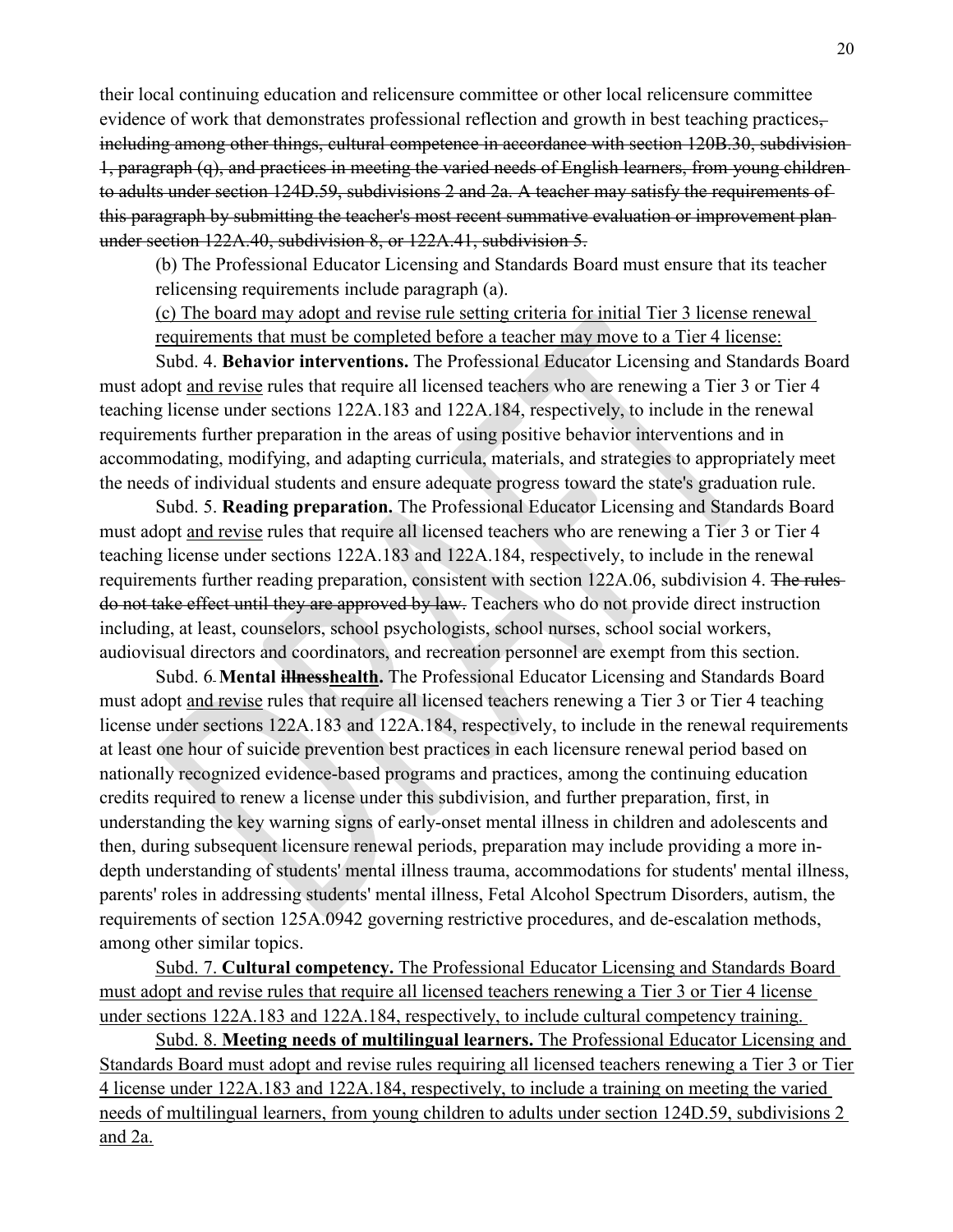their local continuing education and relicensure committee or other local relicensure committee evidence of work that demonstrates professional reflection and growth in best teaching practices~~, including among other things, cultural competence in accordance with section 120B.30, subdivision 1, paragraph (q), and practices in meeting the varied needs of English learners, from young children to adults under section 124D.59, subdivisions 2 and 2a. A teacher may satisfy the requirements of this paragraph by submitting the teacher's most recent summative evaluation or improvement plan under section 122A.40, subdivision 8, or 122A.41, subdivision 5.~~

(b) The Professional Educator Licensing and Standards Board must ensure that its teacher relicensing requirements include paragraph (a).

<u>(c) The board may adopt and revise rule setting criteria for initial Tier 3 license renewal requirements that must be completed before a teacher may move to a Tier 4 license:</u>

Subd. 4. **Behavior interventions.** The Professional Educator Licensing and Standards Board must adopt <u>and revise</u> rules that require all licensed teachers who are renewing a Tier 3 or Tier 4 teaching license under sections 122A.183 and 122A.184, respectively, to include in the renewal requirements further preparation in the areas of using positive behavior interventions and in accommodating, modifying, and adapting curricula, materials, and strategies to appropriately meet the needs of individual students and ensure adequate progress toward the state's graduation rule.

Subd. 5. **Reading preparation.** The Professional Educator Licensing and Standards Board must adopt <u>and revise</u> rules that require all licensed teachers who are renewing a Tier 3 or Tier 4 teaching license under sections 122A.183 and 122A.184, respectively, to include in the renewal requirements further reading preparation, consistent with section 122A.06, subdivision 4. ~~The rules do not take effect until they are approved by law.~~ Teachers who do not provide direct instruction including, at least, counselors, school psychologists, school nurses, school social workers, audiovisual directors and coordinators, and recreation personnel are exempt from this section.

Subd. 6. **Mental ~~illness~~<u>health</u>.** The Professional Educator Licensing and Standards Board must adopt <u>and revise</u> rules that require all licensed teachers renewing a Tier 3 or Tier 4 teaching license under sections 122A.183 and 122A.184, respectively, to include in the renewal requirements at least one hour of suicide prevention best practices in each licensure renewal period based on nationally recognized evidence-based programs and practices, among the continuing education credits required to renew a license under this subdivision, and further preparation, first, in understanding the key warning signs of early-onset mental illness in children and adolescents and then, during subsequent licensure renewal periods, preparation may include providing a more in-depth understanding of students' mental illness trauma, accommodations for students' mental illness, parents' roles in addressing students' mental illness, Fetal Alcohol Spectrum Disorders, autism, the requirements of section 125A.0942 governing restrictive procedures, and de-escalation methods, among other similar topics.

<u>Subd. 7. **Cultural competency.** The Professional Educator Licensing and Standards Board must adopt and revise rules that require all licensed teachers renewing a Tier 3 or Tier 4 license under sections 122A.183 and 122A.184, respectively, to include cultural competency training.</u>

<u>Subd. 8. **Meeting needs of multilingual learners.** The Professional Educator Licensing and Standards Board must adopt and revise rules requiring all licensed teachers renewing a Tier 3 or Tier 4 license under 122A.183 and 122A.184, respectively, to include a training on meeting the varied needs of multilingual learners, from young children to adults under section 124D.59, subdivisions 2 and 2a.</u>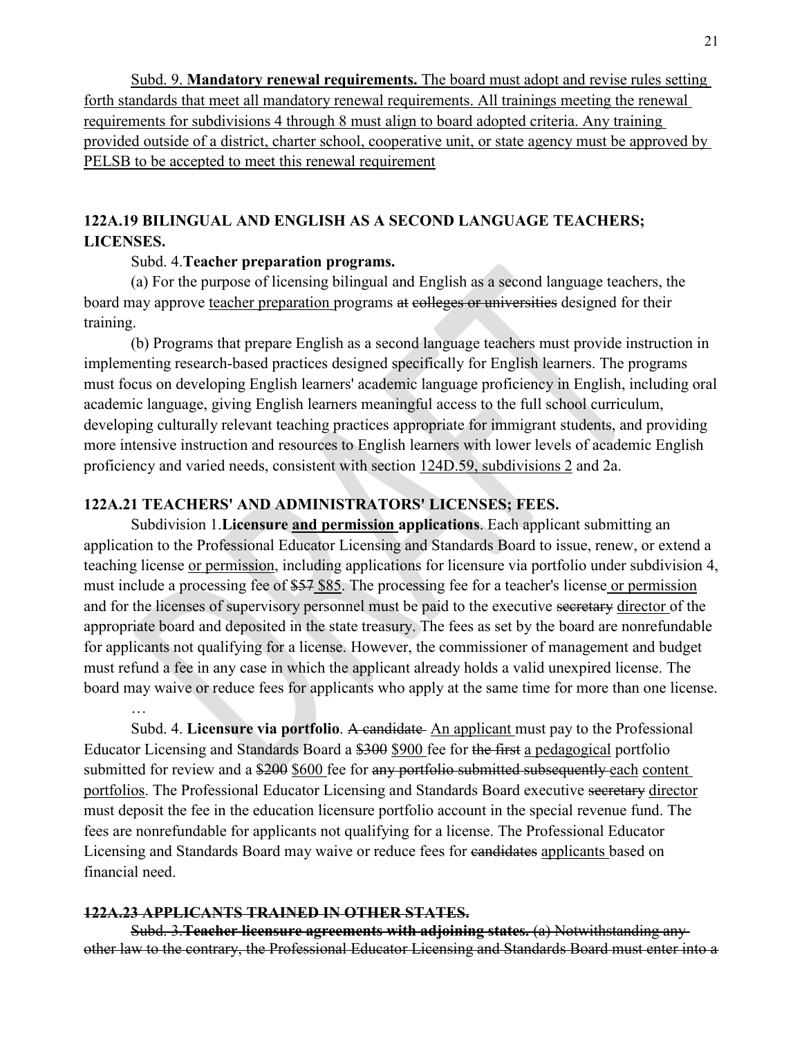Subd. 9. **Mandatory renewal requirements.** The board must adopt and revise rules setting forth standards that meet all mandatory renewal requirements. All trainings meeting the renewal requirements for subdivisions 4 through 8 must align to board adopted criteria. Any training provided outside of a district, charter school, cooperative unit, or state agency must be approved by PELSB to be accepted to meet this renewal requirement

## 122A.19 BILINGUAL AND ENGLISH AS A SECOND LANGUAGE TEACHERS; LICENSES.

Subd. 4. **Teacher preparation programs.**

(a) For the purpose of licensing bilingual and English as a second language teachers, the board may approve teacher preparation programs ~~at colleges or universities~~ designed for their training.

(b) Programs that prepare English as a second language teachers must provide instruction in implementing research-based practices designed specifically for English learners. The programs must focus on developing English learners' academic language proficiency in English, including oral academic language, giving English learners meaningful access to the full school curriculum, developing culturally relevant teaching practices appropriate for immigrant students, and providing more intensive instruction and resources to English learners with lower levels of academic English proficiency and varied needs, consistent with section 124D.59, subdivisions 2 and 2a.

## 122A.21 TEACHERS' AND ADMINISTRATORS' LICENSES; FEES.

Subdivision 1. **Licensure and permission applications**. Each applicant submitting an application to the Professional Educator Licensing and Standards Board to issue, renew, or extend a teaching license or permission, including applications for licensure via portfolio under subdivision 4, must include a processing fee of ~~$57~~ $85. The processing fee for a teacher's license or permission and for the licenses of supervisory personnel must be paid to the executive ~~secretary~~ director of the appropriate board and deposited in the state treasury. The fees as set by the board are nonrefundable for applicants not qualifying for a license. However, the commissioner of management and budget must refund a fee in any case in which the applicant already holds a valid unexpired license. The board may waive or reduce fees for applicants who apply at the same time for more than one license.

…

Subd. 4. **Licensure via portfolio**. ~~A candidate~~ An applicant must pay to the Professional Educator Licensing and Standards Board a ~~$300~~ $900 fee for ~~the first~~ a pedagogical portfolio submitted for review and a ~~$200~~ $600 fee for ~~any portfolio submitted subsequently~~ each content portfolios. The Professional Educator Licensing and Standards Board executive ~~secretary~~ director must deposit the fee in the education licensure portfolio account in the special revenue fund. The fees are nonrefundable for applicants not qualifying for a license. The Professional Educator Licensing and Standards Board may waive or reduce fees for ~~candidates~~ applicants based on financial need.

## ~~122A.23 APPLICANTS TRAINED IN OTHER STATES.~~

~~Subd. 3. **Teacher licensure agreements with adjoining states.** (a) Notwithstanding any other law to the contrary, the Professional Educator Licensing and Standards Board must enter into a~~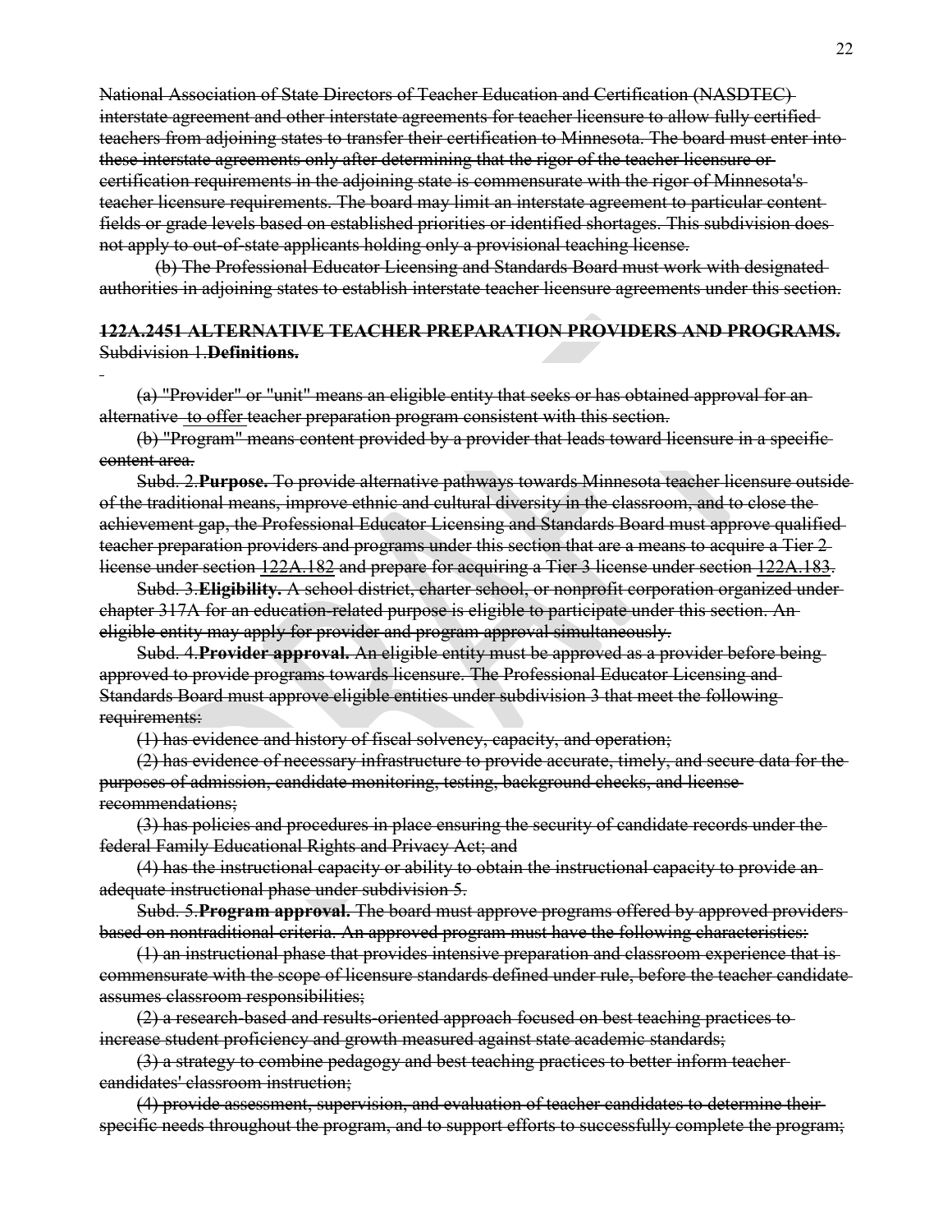~~National Association of State Directors of Teacher Education and Certification (NASDTEC) interstate agreement and other interstate agreements for teacher licensure to allow fully certified teachers from adjoining states to transfer their certification to Minnesota. The board must enter into these interstate agreements only after determining that the rigor of the teacher licensure or certification requirements in the adjoining state is commensurate with the rigor of Minnesota's teacher licensure requirements. The board may limit an interstate agreement to particular content fields or grade levels based on established priorities or identified shortages. This subdivision does not apply to out-of-state applicants holding only a provisional teaching license.~~

~~(b) The Professional Educator Licensing and Standards Board must work with designated authorities in adjoining states to establish interstate teacher licensure agreements under this section.~~

~~**122A.2451 ALTERNATIVE TEACHER PREPARATION PROVIDERS AND PROGRAMS.**~~

~~Subdivision 1.**Definitions.**~~

~~(a) "Provider" or "unit" means an eligible entity that seeks or has obtained approval for an alternative to offer teacher preparation program consistent with this section.~~

~~(b) "Program" means content provided by a provider that leads toward licensure in a specific content area.~~

~~Subd. 2.**Purpose.** To provide alternative pathways towards Minnesota teacher licensure outside of the traditional means, improve ethnic and cultural diversity in the classroom, and to close the achievement gap, the Professional Educator Licensing and Standards Board must approve qualified teacher preparation providers and programs under this section that are a means to acquire a Tier 2 license under section 122A.182 and prepare for acquiring a Tier 3 license under section 122A.183.~~

~~Subd. 3.**Eligibility.** A school district, charter school, or nonprofit corporation organized under chapter 317A for an education-related purpose is eligible to participate under this section. An eligible entity may apply for provider and program approval simultaneously.~~

~~Subd. 4.**Provider approval.** An eligible entity must be approved as a provider before being approved to provide programs towards licensure. The Professional Educator Licensing and Standards Board must approve eligible entities under subdivision 3 that meet the following requirements:~~

~~(1) has evidence and history of fiscal solvency, capacity, and operation;~~

~~(2) has evidence of necessary infrastructure to provide accurate, timely, and secure data for the purposes of admission, candidate monitoring, testing, background checks, and license recommendations;~~

~~(3) has policies and procedures in place ensuring the security of candidate records under the federal Family Educational Rights and Privacy Act; and~~

~~(4) has the instructional capacity or ability to obtain the instructional capacity to provide an adequate instructional phase under subdivision 5.~~

~~Subd. 5.**Program approval.** The board must approve programs offered by approved providers based on nontraditional criteria. An approved program must have the following characteristics:~~

~~(1) an instructional phase that provides intensive preparation and classroom experience that is commensurate with the scope of licensure standards defined under rule, before the teacher candidate assumes classroom responsibilities;~~

~~(2) a research-based and results-oriented approach focused on best teaching practices to increase student proficiency and growth measured against state academic standards;~~

~~(3) a strategy to combine pedagogy and best teaching practices to better inform teacher candidates' classroom instruction;~~

~~(4) provide assessment, supervision, and evaluation of teacher candidates to determine their specific needs throughout the program, and to support efforts to successfully complete the program;~~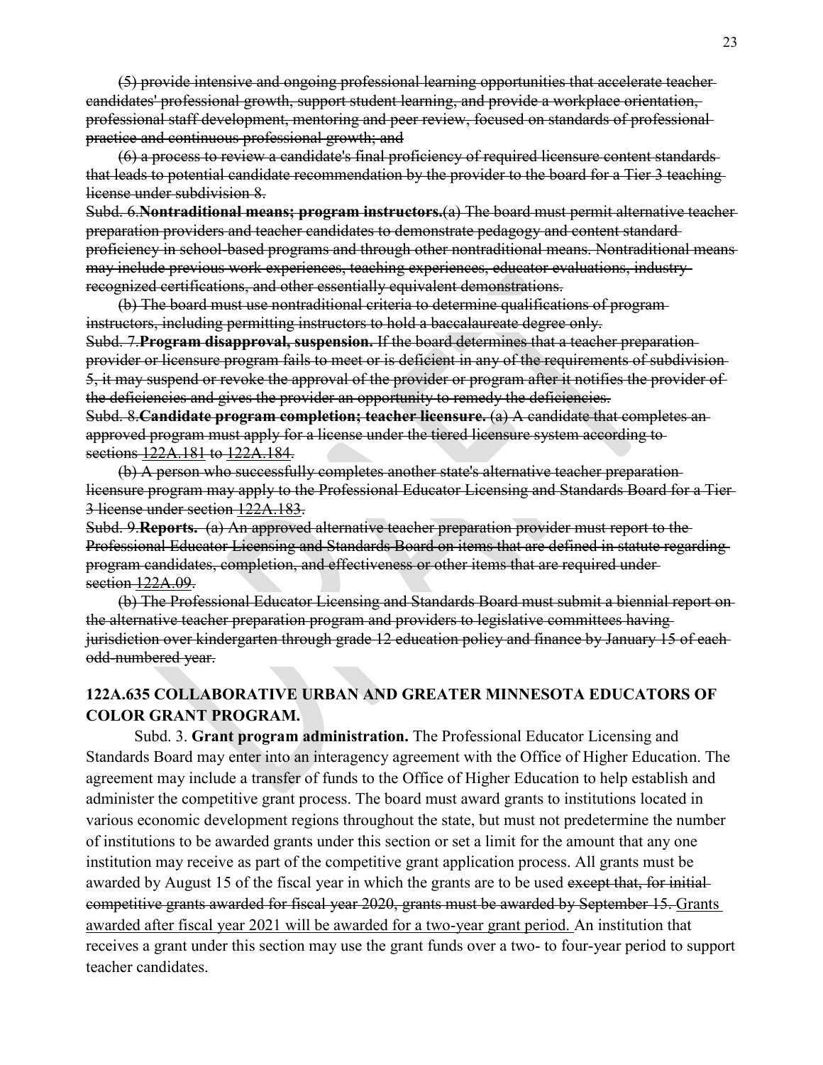~~(5) provide intensive and ongoing professional learning opportunities that accelerate teacher candidates' professional growth, support student learning, and provide a workplace orientation, professional staff development, mentoring and peer review, focused on standards of professional practice and continuous professional growth; and~~

~~(6) a process to review a candidate's final proficiency of required licensure content standards that leads to potential candidate recommendation by the provider to the board for a Tier 3 teaching license under subdivision 8.~~

~~Subd. 6.**Nontraditional means; program instructors.**(a) The board must permit alternative teacher preparation providers and teacher candidates to demonstrate pedagogy and content standard proficiency in school-based programs and through other nontraditional means. Nontraditional means may include previous work experiences, teaching experiences, educator evaluations, industry-recognized certifications, and other essentially equivalent demonstrations.~~

~~(b) The board must use nontraditional criteria to determine qualifications of program instructors, including permitting instructors to hold a baccalaureate degree only.~~

~~Subd. 7.**Program disapproval, suspension.** If the board determines that a teacher preparation provider or licensure program fails to meet or is deficient in any of the requirements of subdivision 5, it may suspend or revoke the approval of the provider or program after it notifies the provider of the deficiencies and gives the provider an opportunity to remedy the deficiencies.~~

~~Subd. 8.**Candidate program completion; teacher licensure.** (a) A candidate that completes an approved program must apply for a license under the tiered licensure system according to sections 122A.181 to 122A.184.~~

~~(b) A person who successfully completes another state's alternative teacher preparation licensure program may apply to the Professional Educator Licensing and Standards Board for a Tier 3 license under section 122A.183.~~

~~Subd. 9.**Reports.** (a) An approved alternative teacher preparation provider must report to the Professional Educator Licensing and Standards Board on items that are defined in statute regarding program candidates, completion, and effectiveness or other items that are required under section 122A.09.~~

~~(b) The Professional Educator Licensing and Standards Board must submit a biennial report on the alternative teacher preparation program and providers to legislative committees having jurisdiction over kindergarten through grade 12 education policy and finance by January 15 of each odd-numbered year.~~

## 122A.635 COLLABORATIVE URBAN AND GREATER MINNESOTA EDUCATORS OF COLOR GRANT PROGRAM.

Subd. 3. **Grant program administration.** The Professional Educator Licensing and Standards Board may enter into an interagency agreement with the Office of Higher Education. The agreement may include a transfer of funds to the Office of Higher Education to help establish and administer the competitive grant process. The board must award grants to institutions located in various economic development regions throughout the state, but must not predetermine the number of institutions to be awarded grants under this section or set a limit for the amount that any one institution may receive as part of the competitive grant application process. All grants must be awarded by August 15 of the fiscal year in which the grants are to be used ~~except that, for initial competitive grants awarded for fiscal year 2020, grants must be awarded by September 15.~~ <u>Grants awarded after fiscal year 2021 will be awarded for a two-year grant period.</u> An institution that receives a grant under this section may use the grant funds over a two- to four-year period to support teacher candidates.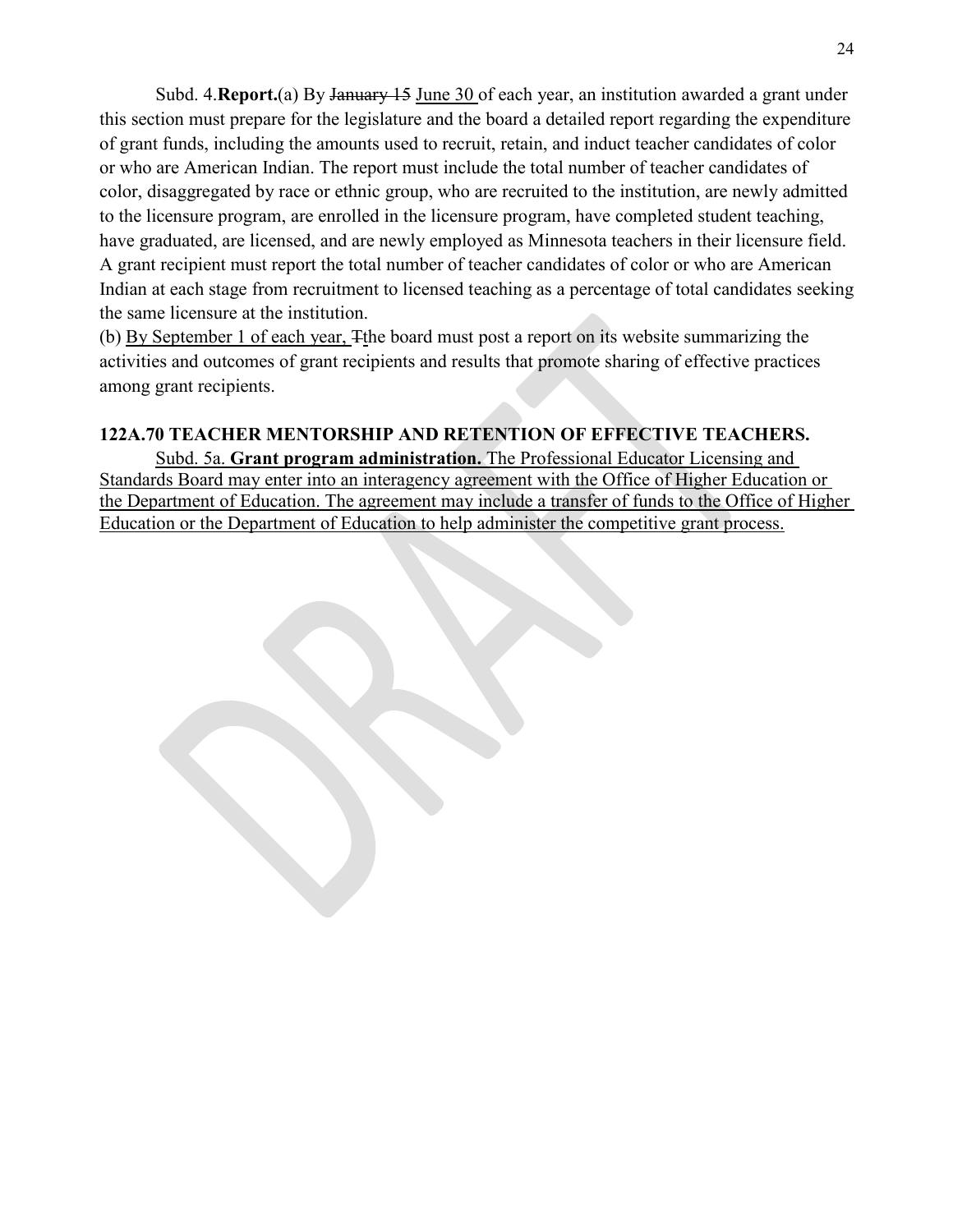Subd. 4.**Report.**(a) By ~~January 15~~ <u>June 30</u> of each year, an institution awarded a grant under this section must prepare for the legislature and the board a detailed report regarding the expenditure of grant funds, including the amounts used to recruit, retain, and induct teacher candidates of color or who are American Indian. The report must include the total number of teacher candidates of color, disaggregated by race or ethnic group, who are recruited to the institution, are newly admitted to the licensure program, are enrolled in the licensure program, have completed student teaching, have graduated, are licensed, and are newly employed as Minnesota teachers in their licensure field. A grant recipient must report the total number of teacher candidates of color or who are American Indian at each stage from recruitment to licensed teaching as a percentage of total candidates seeking the same licensure at the institution.

(b) <u>By September 1 of each year,</u> ~~T~~<u>t</u>he board must post a report on its website summarizing the activities and outcomes of grant recipients and results that promote sharing of effective practices among grant recipients.

**122A.70 TEACHER MENTORSHIP AND RETENTION OF EFFECTIVE TEACHERS.**

<u>Subd. 5a. **Grant program administration.** The Professional Educator Licensing and Standards Board may enter into an interagency agreement with the Office of Higher Education or the Department of Education. The agreement may include a transfer of funds to the Office of Higher Education or the Department of Education to help administer the competitive grant process.</u>